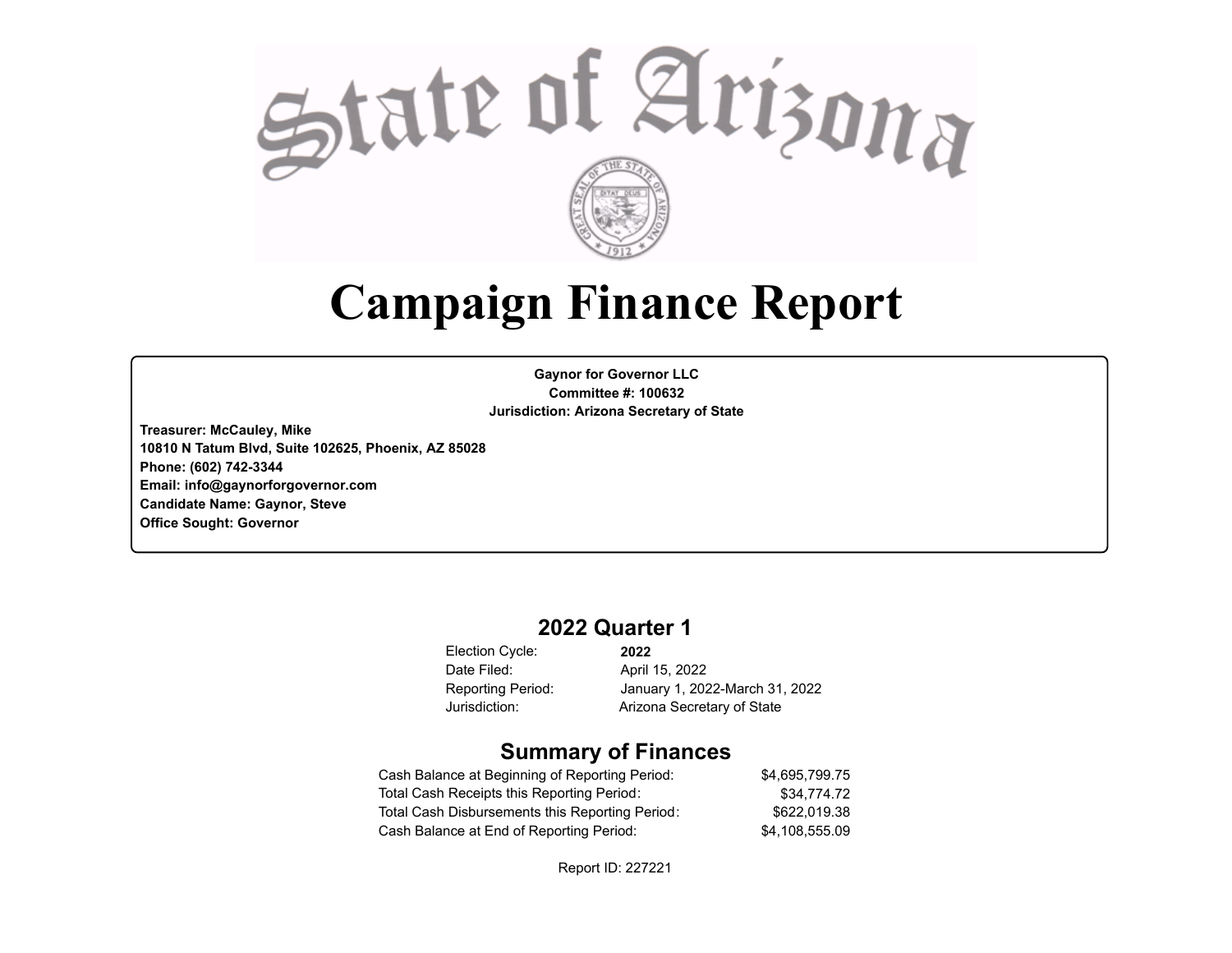State of Arizona

# Campaign Finance Report

**Gaynor for Governor LLC**
**Committee #: 100632**
**Jurisdiction: Arizona Secretary of State**

**Treasurer: McCauley, Mike**
**10810 N Tatum Blvd, Suite 102625, Phoenix, AZ 85028**
**Phone: (602) 742-3344**
**Email: info@gaynorforgovernor.com**
**Candidate Name: Gaynor, Steve**
**Office Sought: Governor**

## 2022 Quarter 1

| | |
|---|---|
| Election Cycle: | **2022** |
| Date Filed: | April 15, 2022 |
| Reporting Period: | January 1, 2022-March 31, 2022 |
| Jurisdiction: | Arizona Secretary of State |

## Summary of Finances

| | |
|---|---|
| Cash Balance at Beginning of Reporting Period: | $4,695,799.75 |
| Total Cash Receipts this Reporting Period: | $34,774.72 |
| Total Cash Disbursements this Reporting Period: | $622,019.38 |
| Cash Balance at End of Reporting Period: | $4,108,555.09 |

Report ID: 227221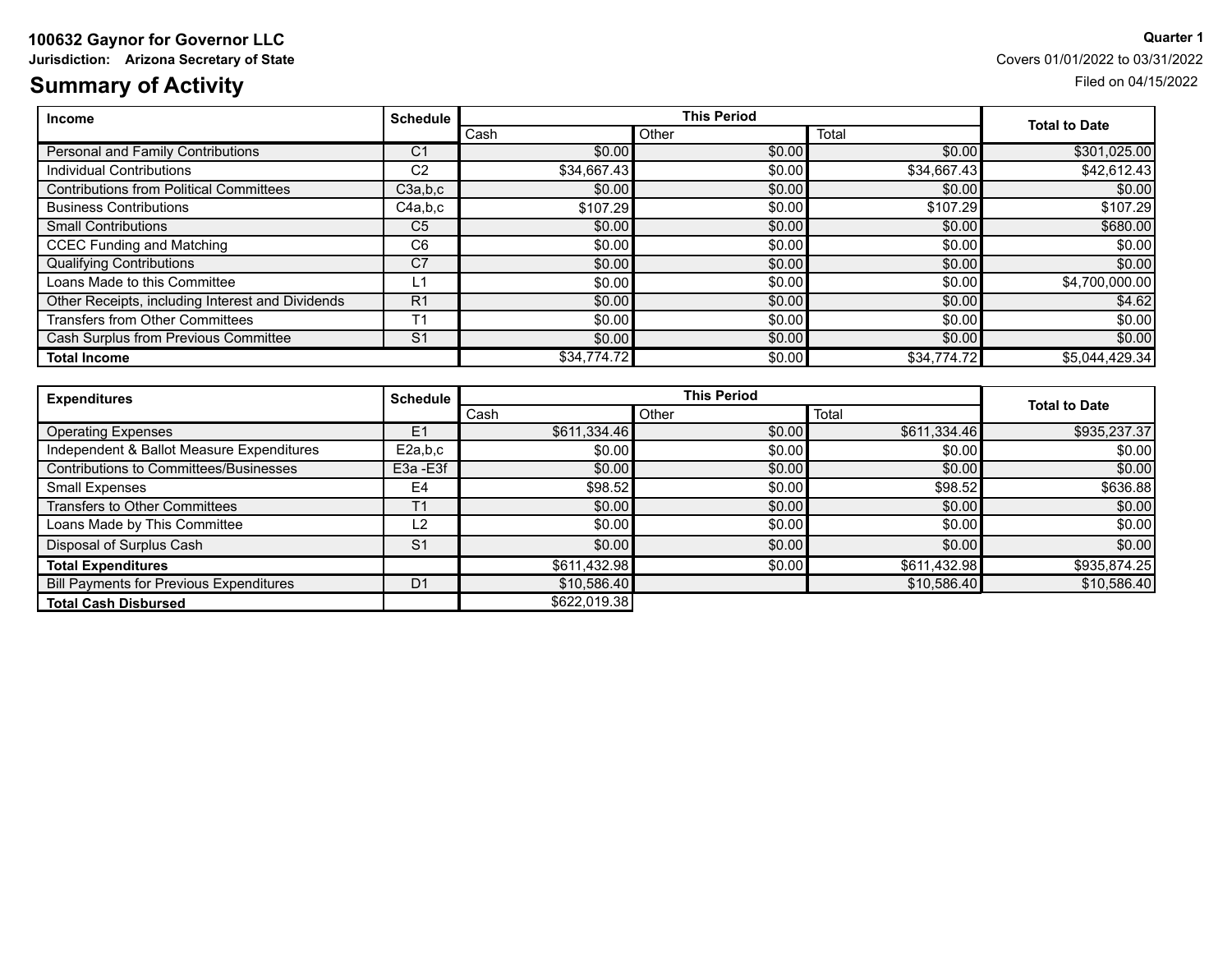**100632 Gaynor for Governor LLC**

**Jurisdiction: Arizona Secretary of State**

**Quarter 1**

Covers 01/01/2022 to 03/31/2022

Filed on 04/15/2022

# Summary of Activity

| Income | Schedule | This Period | | | Total to Date |
|---|---|---|---|---|---|
| | | Cash | Other | Total | |
| Personal and Family Contributions | C1 | $0.00 | $0.00 | $0.00 | $301,025.00 |
| Individual Contributions | C2 | $34,667.43 | $0.00 | $34,667.43 | $42,612.43 |
| Contributions from Political Committees | C3a,b,c | $0.00 | $0.00 | $0.00 | $0.00 |
| Business Contributions | C4a,b,c | $107.29 | $0.00 | $107.29 | $107.29 |
| Small Contributions | C5 | $0.00 | $0.00 | $0.00 | $680.00 |
| CCEC Funding and Matching | C6 | $0.00 | $0.00 | $0.00 | $0.00 |
| Qualifying Contributions | C7 | $0.00 | $0.00 | $0.00 | $0.00 |
| Loans Made to this Committee | L1 | $0.00 | $0.00 | $0.00 | $4,700,000.00 |
| Other Receipts, including Interest and Dividends | R1 | $0.00 | $0.00 | $0.00 | $4.62 |
| Transfers from Other Committees | T1 | $0.00 | $0.00 | $0.00 | $0.00 |
| Cash Surplus from Previous Committee | S1 | $0.00 | $0.00 | $0.00 | $0.00 |
| **Total Income** | | $34,774.72 | $0.00 | $34,774.72 | $5,044,429.34 |

| Expenditures | Schedule | This Period | | | Total to Date |
|---|---|---|---|---|---|
| | | Cash | Other | Total | |
| Operating Expenses | E1 | $611,334.46 | $0.00 | $611,334.46 | $935,237.37 |
| Independent & Ballot Measure Expenditures | E2a,b,c | $0.00 | $0.00 | $0.00 | $0.00 |
| Contributions to Committees/Businesses | E3a -E3f | $0.00 | $0.00 | $0.00 | $0.00 |
| Small Expenses | E4 | $98.52 | $0.00 | $98.52 | $636.88 |
| Transfers to Other Committees | T1 | $0.00 | $0.00 | $0.00 | $0.00 |
| Loans Made by This Committee | L2 | $0.00 | $0.00 | $0.00 | $0.00 |
| Disposal of Surplus Cash | S1 | $0.00 | $0.00 | $0.00 | $0.00 |
| **Total Expenditures** | | $611,432.98 | $0.00 | $611,432.98 | $935,874.25 |
| Bill Payments for Previous Expenditures | D1 | $10,586.40 | | $10,586.40 | $10,586.40 |
| **Total Cash Disbursed** | | $622,019.38 | | | |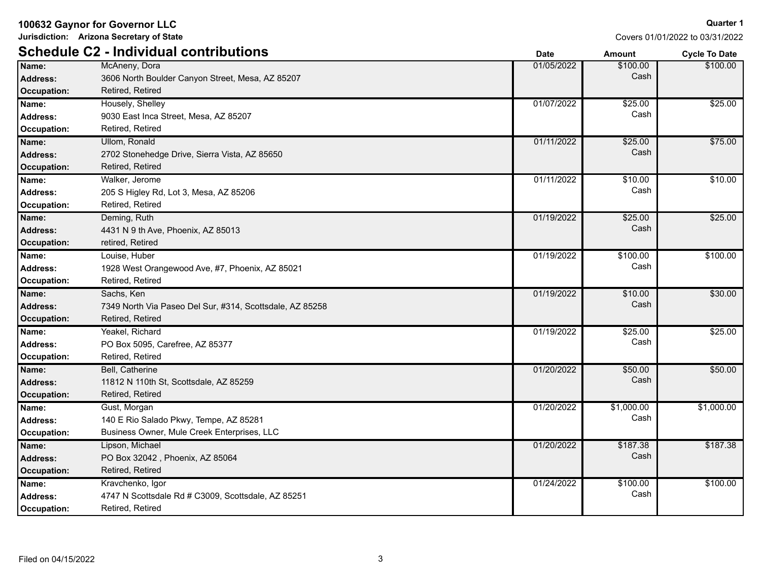**100632 Gaynor for Governor LLC**

**Jurisdiction: Arizona Secretary of State**

**Quarter 1**

Covers 01/01/2022 to 03/31/2022

## Schedule C2 - Individual contributions

| | | Date | Amount | Cycle To Date |
|---|---|---|---|---|
| **Name:** | McAneny, Dora | 01/05/2022 | $100.00 Cash | $100.00 |
| **Address:** | 3606 North Boulder Canyon Street, Mesa, AZ 85207 | | | |
| **Occupation:** | Retired, Retired | | | |
| **Name:** | Housely, Shelley | 01/07/2022 | $25.00 Cash | $25.00 |
| **Address:** | 9030 East Inca Street, Mesa, AZ 85207 | | | |
| **Occupation:** | Retired, Retired | | | |
| **Name:** | Ullom, Ronald | 01/11/2022 | $25.00 Cash | $75.00 |
| **Address:** | 2702 Stonehedge Drive, Sierra Vista, AZ 85650 | | | |
| **Occupation:** | Retired, Retired | | | |
| **Name:** | Walker, Jerome | 01/11/2022 | $10.00 Cash | $10.00 |
| **Address:** | 205 S Higley Rd, Lot 3, Mesa, AZ 85206 | | | |
| **Occupation:** | Retired, Retired | | | |
| **Name:** | Deming, Ruth | 01/19/2022 | $25.00 Cash | $25.00 |
| **Address:** | 4431 N 9 th Ave, Phoenix, AZ 85013 | | | |
| **Occupation:** | retired, Retired | | | |
| **Name:** | Louise, Huber | 01/19/2022 | $100.00 Cash | $100.00 |
| **Address:** | 1928 West Orangewood Ave, #7, Phoenix, AZ 85021 | | | |
| **Occupation:** | Retired, Retired | | | |
| **Name:** | Sachs, Ken | 01/19/2022 | $10.00 Cash | $30.00 |
| **Address:** | 7349 North Via Paseo Del Sur, #314, Scottsdale, AZ 85258 | | | |
| **Occupation:** | Retired, Retired | | | |
| **Name:** | Yeakel, Richard | 01/19/2022 | $25.00 Cash | $25.00 |
| **Address:** | PO Box 5095, Carefree, AZ 85377 | | | |
| **Occupation:** | Retired, Retired | | | |
| **Name:** | Bell, Catherine | 01/20/2022 | $50.00 Cash | $50.00 |
| **Address:** | 11812 N 110th St, Scottsdale, AZ 85259 | | | |
| **Occupation:** | Retired, Retired | | | |
| **Name:** | Gust, Morgan | 01/20/2022 | $1,000.00 Cash | $1,000.00 |
| **Address:** | 140 E Rio Salado Pkwy, Tempe, AZ 85281 | | | |
| **Occupation:** | Business Owner, Mule Creek Enterprises, LLC | | | |
| **Name:** | Lipson, Michael | 01/20/2022 | $187.38 Cash | $187.38 |
| **Address:** | PO Box 32042 , Phoenix, AZ 85064 | | | |
| **Occupation:** | Retired, Retired | | | |
| **Name:** | Kravchenko, Igor | 01/24/2022 | $100.00 Cash | $100.00 |
| **Address:** | 4747 N Scottsdale Rd # C3009, Scottsdale, AZ 85251 | | | |
| **Occupation:** | Retired, Retired | | | |

Filed on 04/15/2022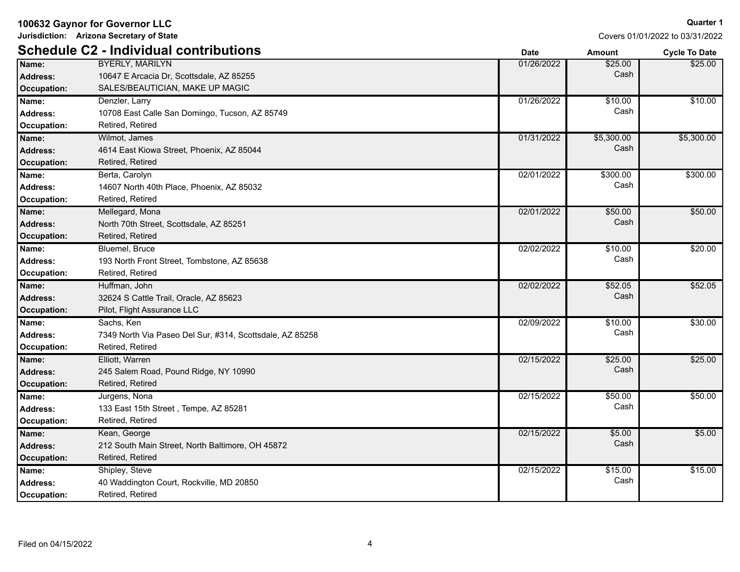**100632 Gaynor for Governor LLC**

**Jurisdiction: Arizona Secretary of State**

**Quarter 1**

Covers 01/01/2022 to 03/31/2022

## Schedule C2 - Individual contributions

| Field | Details | Date | Amount | Cycle To Date |
|---|---|---|---|---|
| **Name:** | BYERLY, MARILYN | 01/26/2022 | $25.00 Cash | $25.00 |
| **Address:** | 10647 E Arcacia Dr, Scottsdale, AZ 85255 | | | |
| **Occupation:** | SALES/BEAUTICIAN, MAKE UP MAGIC | | | |
| **Name:** | Denzler, Larry | 01/26/2022 | $10.00 Cash | $10.00 |
| **Address:** | 10708 East Calle San Domingo, Tucson, AZ 85749 | | | |
| **Occupation:** | Retired, Retired | | | |
| **Name:** | Wilmot, James | 01/31/2022 | $5,300.00 Cash | $5,300.00 |
| **Address:** | 4614 East Kiowa Street, Phoenix, AZ 85044 | | | |
| **Occupation:** | Retired, Retired | | | |
| **Name:** | Berta, Carolyn | 02/01/2022 | $300.00 Cash | $300.00 |
| **Address:** | 14607 North 40th Place, Phoenix, AZ 85032 | | | |
| **Occupation:** | Retired, Retired | | | |
| **Name:** | Mellegard, Mona | 02/01/2022 | $50.00 Cash | $50.00 |
| **Address:** | North 70th Street, Scottsdale, AZ 85251 | | | |
| **Occupation:** | Retired, Retired | | | |
| **Name:** | Bluemel, Bruce | 02/02/2022 | $10.00 Cash | $20.00 |
| **Address:** | 193 North Front Street, Tombstone, AZ 85638 | | | |
| **Occupation:** | Retired, Retired | | | |
| **Name:** | Huffman, John | 02/02/2022 | $52.05 Cash | $52.05 |
| **Address:** | 32624 S Cattle Trail, Oracle, AZ 85623 | | | |
| **Occupation:** | Pilot, Flight Assurance LLC | | | |
| **Name:** | Sachs, Ken | 02/09/2022 | $10.00 Cash | $30.00 |
| **Address:** | 7349 North Via Paseo Del Sur, #314, Scottsdale, AZ 85258 | | | |
| **Occupation:** | Retired, Retired | | | |
| **Name:** | Elliott, Warren | 02/15/2022 | $25.00 Cash | $25.00 |
| **Address:** | 245 Salem Road, Pound Ridge, NY 10990 | | | |
| **Occupation:** | Retired, Retired | | | |
| **Name:** | Jurgens, Nona | 02/15/2022 | $50.00 Cash | $50.00 |
| **Address:** | 133 East 15th Street , Tempe, AZ 85281 | | | |
| **Occupation:** | Retired, Retired | | | |
| **Name:** | Kean, George | 02/15/2022 | $5.00 Cash | $5.00 |
| **Address:** | 212 South Main Street, North Baltimore, OH 45872 | | | |
| **Occupation:** | Retired, Retired | | | |
| **Name:** | Shipley, Steve | 02/15/2022 | $15.00 Cash | $15.00 |
| **Address:** | 40 Waddington Court, Rockville, MD 20850 | | | |
| **Occupation:** | Retired, Retired | | | |

Filed on 04/15/2022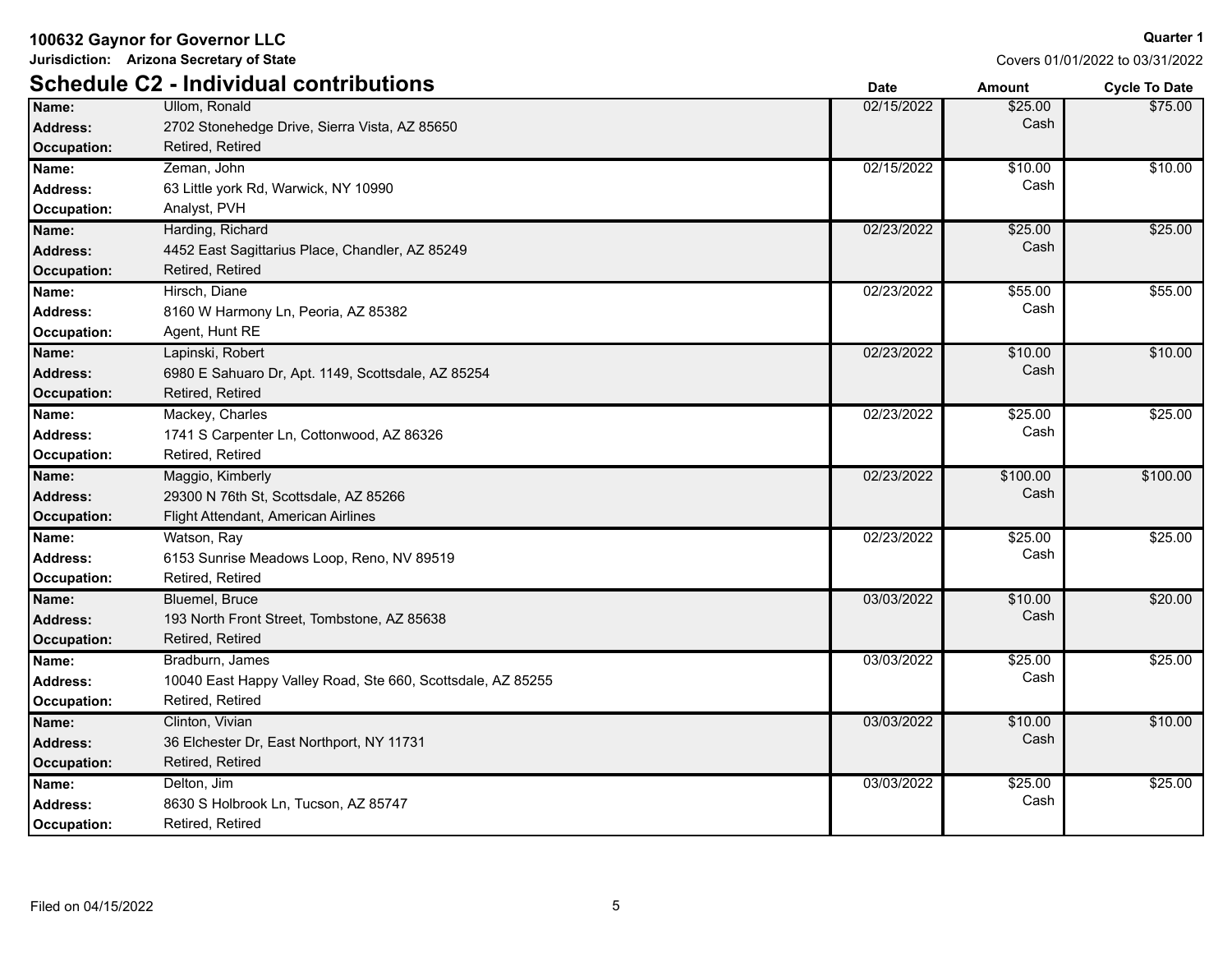**100632 Gaynor for Governor LLC**

**Jurisdiction: Arizona Secretary of State**

**Quarter 1**

Covers 01/01/2022 to 03/31/2022

## Schedule C2 - Individual contributions

| | | Date | Amount | Cycle To Date |
|---|---|---|---|---|
| **Name:** | Ullom, Ronald | 02/15/2022 | $25.00 Cash | $75.00 |
| **Address:** | 2702 Stonehedge Drive, Sierra Vista, AZ 85650 | | | |
| **Occupation:** | Retired, Retired | | | |
| **Name:** | Zeman, John | 02/15/2022 | $10.00 Cash | $10.00 |
| **Address:** | 63 Little york Rd, Warwick, NY 10990 | | | |
| **Occupation:** | Analyst, PVH | | | |
| **Name:** | Harding, Richard | 02/23/2022 | $25.00 Cash | $25.00 |
| **Address:** | 4452 East Sagittarius Place, Chandler, AZ 85249 | | | |
| **Occupation:** | Retired, Retired | | | |
| **Name:** | Hirsch, Diane | 02/23/2022 | $55.00 Cash | $55.00 |
| **Address:** | 8160 W Harmony Ln, Peoria, AZ 85382 | | | |
| **Occupation:** | Agent, Hunt RE | | | |
| **Name:** | Lapinski, Robert | 02/23/2022 | $10.00 Cash | $10.00 |
| **Address:** | 6980 E Sahuaro Dr, Apt. 1149, Scottsdale, AZ 85254 | | | |
| **Occupation:** | Retired, Retired | | | |
| **Name:** | Mackey, Charles | 02/23/2022 | $25.00 Cash | $25.00 |
| **Address:** | 1741 S Carpenter Ln, Cottonwood, AZ 86326 | | | |
| **Occupation:** | Retired, Retired | | | |
| **Name:** | Maggio, Kimberly | 02/23/2022 | $100.00 Cash | $100.00 |
| **Address:** | 29300 N 76th St, Scottsdale, AZ 85266 | | | |
| **Occupation:** | Flight Attendant, American Airlines | | | |
| **Name:** | Watson, Ray | 02/23/2022 | $25.00 Cash | $25.00 |
| **Address:** | 6153 Sunrise Meadows Loop, Reno, NV 89519 | | | |
| **Occupation:** | Retired, Retired | | | |
| **Name:** | Bluemel, Bruce | 03/03/2022 | $10.00 Cash | $20.00 |
| **Address:** | 193 North Front Street, Tombstone, AZ 85638 | | | |
| **Occupation:** | Retired, Retired | | | |
| **Name:** | Bradburn, James | 03/03/2022 | $25.00 Cash | $25.00 |
| **Address:** | 10040 East Happy Valley Road, Ste 660, Scottsdale, AZ 85255 | | | |
| **Occupation:** | Retired, Retired | | | |
| **Name:** | Clinton, Vivian | 03/03/2022 | $10.00 Cash | $10.00 |
| **Address:** | 36 Elchester Dr, East Northport, NY 11731 | | | |
| **Occupation:** | Retired, Retired | | | |
| **Name:** | Delton, Jim | 03/03/2022 | $25.00 Cash | $25.00 |
| **Address:** | 8630 S Holbrook Ln, Tucson, AZ 85747 | | | |
| **Occupation:** | Retired, Retired | | | |

Filed on 04/15/2022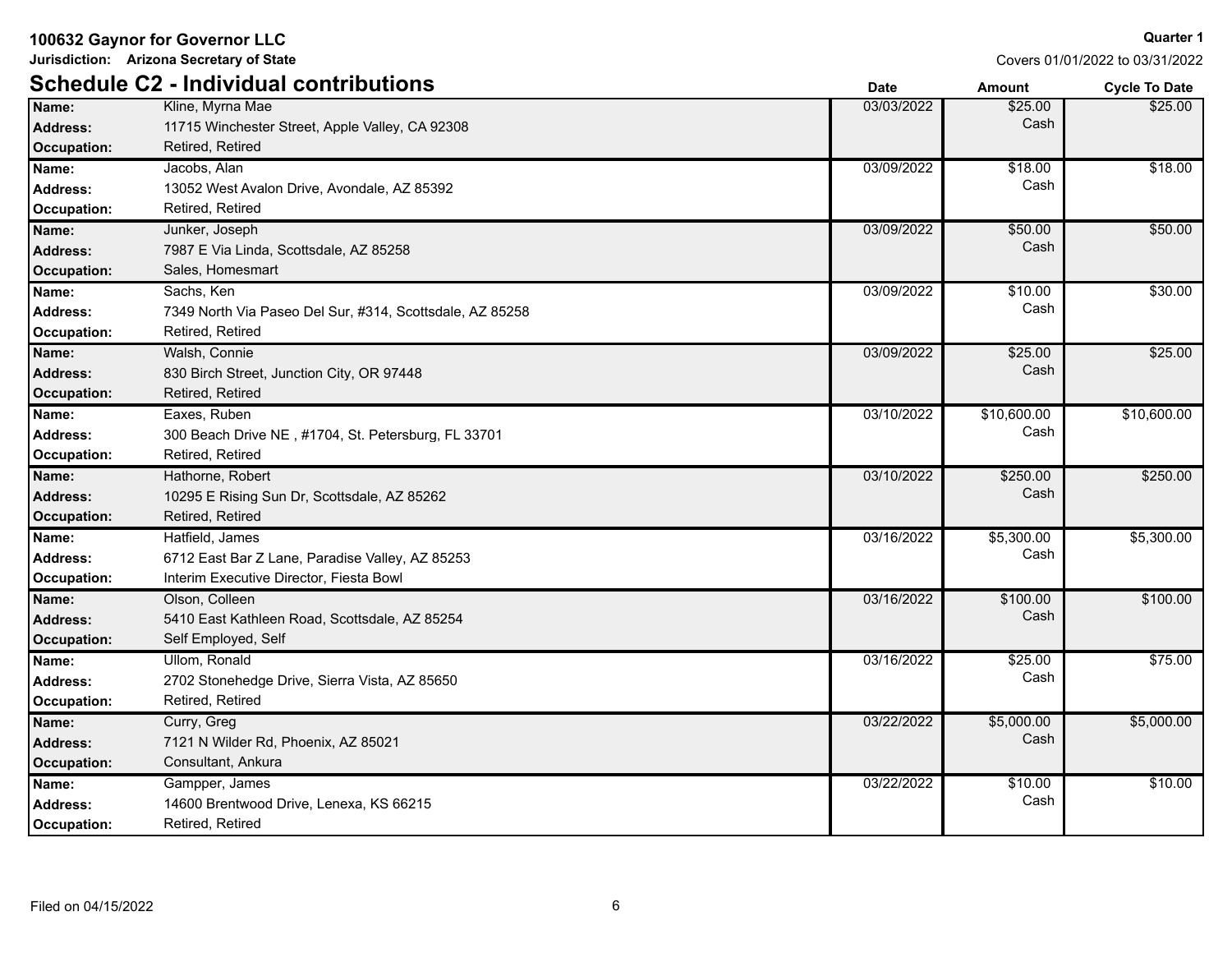**100632 Gaynor for Governor LLC**

**Jurisdiction: Arizona Secretary of State**

**Quarter 1**

Covers 01/01/2022 to 03/31/2022

## Schedule C2 - Individual contributions

| | | Date | Amount | Cycle To Date |
|---|---|---|---|---|
| **Name:** | Kline, Myrna Mae | 03/03/2022 | $25.00 | $25.00 |
| **Address:** | 11715 Winchester Street, Apple Valley, CA 92308 | | Cash | |
| **Occupation:** | Retired, Retired | | | |
| **Name:** | Jacobs, Alan | 03/09/2022 | $18.00 | $18.00 |
| **Address:** | 13052 West Avalon Drive, Avondale, AZ 85392 | | Cash | |
| **Occupation:** | Retired, Retired | | | |
| **Name:** | Junker, Joseph | 03/09/2022 | $50.00 | $50.00 |
| **Address:** | 7987 E Via Linda, Scottsdale, AZ 85258 | | Cash | |
| **Occupation:** | Sales, Homesmart | | | |
| **Name:** | Sachs, Ken | 03/09/2022 | $10.00 | $30.00 |
| **Address:** | 7349 North Via Paseo Del Sur, #314, Scottsdale, AZ 85258 | | Cash | |
| **Occupation:** | Retired, Retired | | | |
| **Name:** | Walsh, Connie | 03/09/2022 | $25.00 | $25.00 |
| **Address:** | 830 Birch Street, Junction City, OR 97448 | | Cash | |
| **Occupation:** | Retired, Retired | | | |
| **Name:** | Eaxes, Ruben | 03/10/2022 | $10,600.00 | $10,600.00 |
| **Address:** | 300 Beach Drive NE , #1704, St. Petersburg, FL 33701 | | Cash | |
| **Occupation:** | Retired, Retired | | | |
| **Name:** | Hathorne, Robert | 03/10/2022 | $250.00 | $250.00 |
| **Address:** | 10295 E Rising Sun Dr, Scottsdale, AZ 85262 | | Cash | |
| **Occupation:** | Retired, Retired | | | |
| **Name:** | Hatfield, James | 03/16/2022 | $5,300.00 | $5,300.00 |
| **Address:** | 6712 East Bar Z Lane, Paradise Valley, AZ 85253 | | Cash | |
| **Occupation:** | Interim Executive Director, Fiesta Bowl | | | |
| **Name:** | Olson, Colleen | 03/16/2022 | $100.00 | $100.00 |
| **Address:** | 5410 East Kathleen Road, Scottsdale, AZ 85254 | | Cash | |
| **Occupation:** | Self Employed, Self | | | |
| **Name:** | Ullom, Ronald | 03/16/2022 | $25.00 | $75.00 |
| **Address:** | 2702 Stonehedge Drive, Sierra Vista, AZ 85650 | | Cash | |
| **Occupation:** | Retired, Retired | | | |
| **Name:** | Curry, Greg | 03/22/2022 | $5,000.00 | $5,000.00 |
| **Address:** | 7121 N Wilder Rd, Phoenix, AZ 85021 | | Cash | |
| **Occupation:** | Consultant, Ankura | | | |
| **Name:** | Gampper, James | 03/22/2022 | $10.00 | $10.00 |
| **Address:** | 14600 Brentwood Drive, Lenexa, KS 66215 | | Cash | |
| **Occupation:** | Retired, Retired | | | |

Filed on 04/15/2022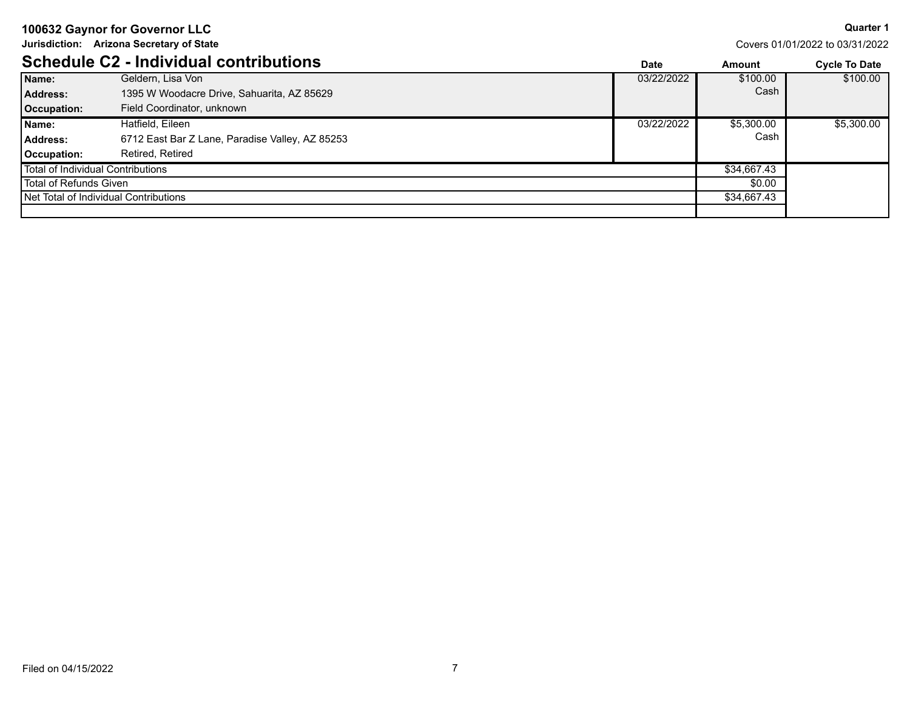**100632 Gaynor for Governor LLC**

**Jurisdiction: Arizona Secretary of State**

**Quarter 1**

Covers 01/01/2022 to 03/31/2022

## Schedule C2 - Individual contributions

| | | Date | Amount | Cycle To Date |
|---|---|---|---|---|
| **Name:** | Geldern, Lisa Von | 03/22/2022 | $100.00 | $100.00 |
| **Address:** | 1395 W Woodacre Drive, Sahuarita, AZ 85629 | | Cash | |
| **Occupation:** | Field Coordinator, unknown | | | |
| **Name:** | Hatfield, Eileen | 03/22/2022 | $5,300.00 | $5,300.00 |
| **Address:** | 6712 East Bar Z Lane, Paradise Valley, AZ 85253 | | Cash | |
| **Occupation:** | Retired, Retired | | | |
| Total of Individual Contributions | | | $34,667.43 | |
| Total of Refunds Given | | | $0.00 | |
| Net Total of Individual Contributions | | | $34,667.43 | |

Filed on 04/15/2022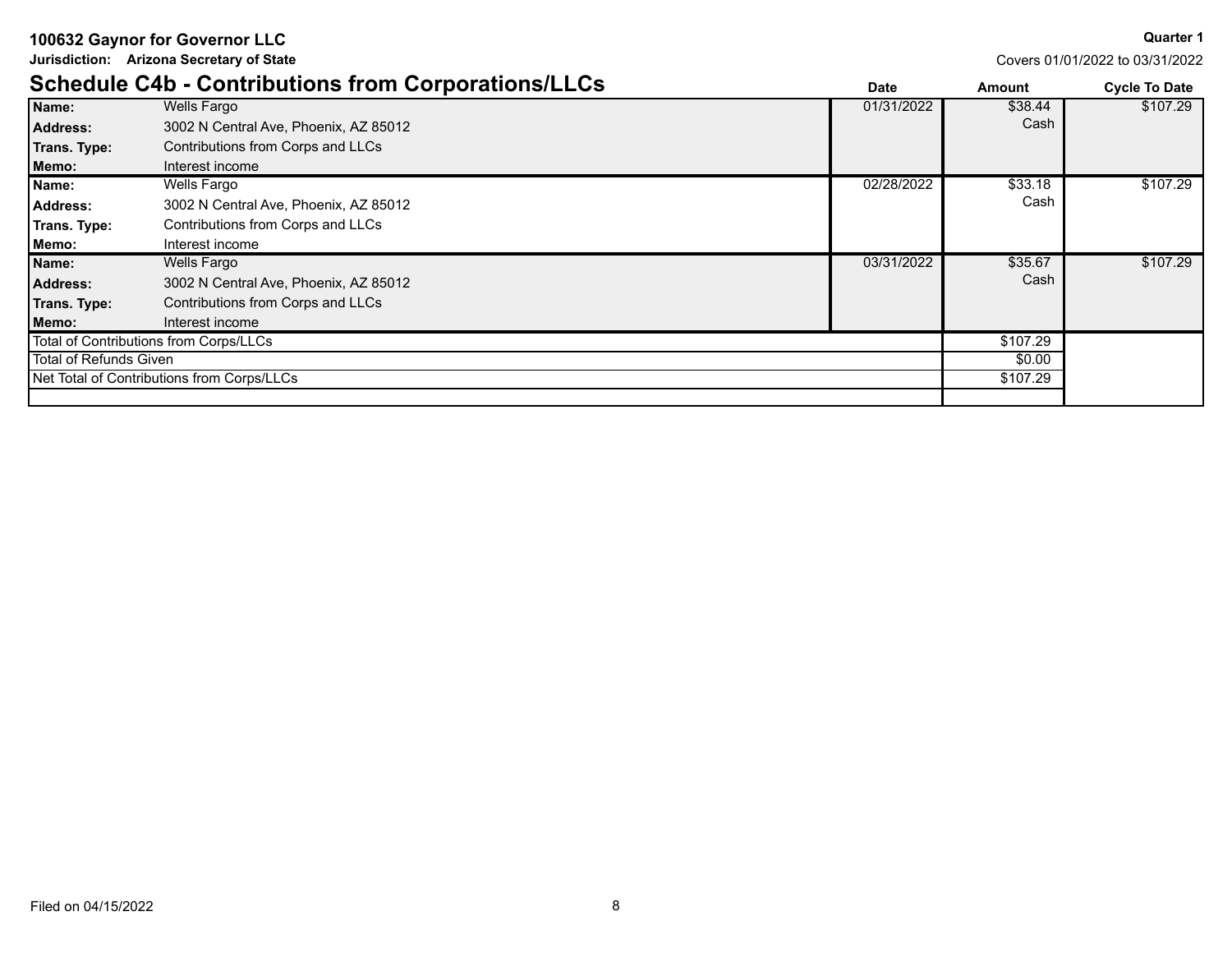**100632 Gaynor for Governor LLC**

**Jurisdiction: Arizona Secretary of State**

**Quarter 1**

Covers 01/01/2022 to 03/31/2022

## Schedule C4b - Contributions from Corporations/LLCs

| | | Date | Amount | Cycle To Date |
|---|---|---|---|---|
| **Name:** | Wells Fargo | 01/31/2022 | $38.44 Cash | $107.29 |
| **Address:** | 3002 N Central Ave, Phoenix, AZ 85012 | | | |
| **Trans. Type:** | Contributions from Corps and LLCs | | | |
| **Memo:** | Interest income | | | |
| **Name:** | Wells Fargo | 02/28/2022 | $33.18 Cash | $107.29 |
| **Address:** | 3002 N Central Ave, Phoenix, AZ 85012 | | | |
| **Trans. Type:** | Contributions from Corps and LLCs | | | |
| **Memo:** | Interest income | | | |
| **Name:** | Wells Fargo | 03/31/2022 | $35.67 Cash | $107.29 |
| **Address:** | 3002 N Central Ave, Phoenix, AZ 85012 | | | |
| **Trans. Type:** | Contributions from Corps and LLCs | | | |
| **Memo:** | Interest income | | | |
| Total of Contributions from Corps/LLCs | | | $107.29 | |
| Total of Refunds Given | | | $0.00 | |
| Net Total of Contributions from Corps/LLCs | | | $107.29 | |

Filed on 04/15/2022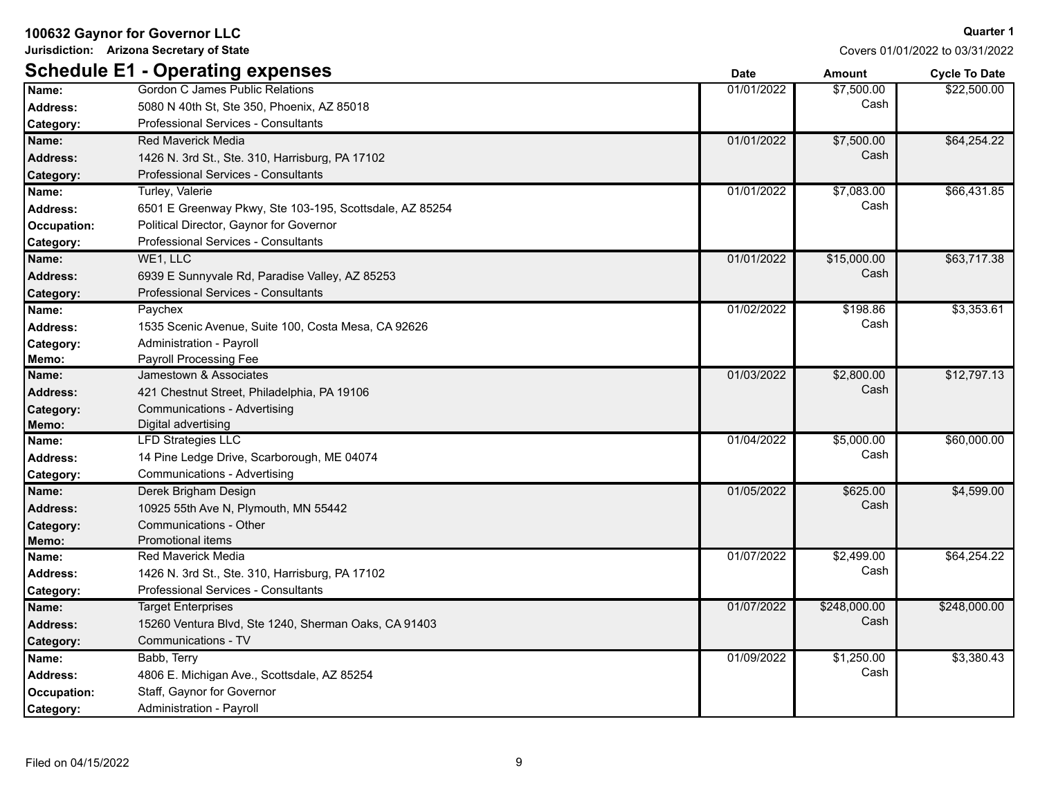**100632 Gaynor for Governor LLC**
**Jurisdiction: Arizona Secretary of State**

**Quarter 1**
Covers 01/01/2022 to 03/31/2022

## Schedule E1 - Operating expenses

| Field | Details | Date | Amount | Cycle To Date |
|---|---|---|---|---|
| **Name:** | Gordon C James Public Relations | 01/01/2022 | $7,500.00 Cash | $22,500.00 |
| **Address:** | 5080 N 40th St, Ste 350, Phoenix, AZ 85018 | | | |
| **Category:** | Professional Services - Consultants | | | |
| **Name:** | Red Maverick Media | 01/01/2022 | $7,500.00 Cash | $64,254.22 |
| **Address:** | 1426 N. 3rd St., Ste. 310, Harrisburg, PA 17102 | | | |
| **Category:** | Professional Services - Consultants | | | |
| **Name:** | Turley, Valerie | 01/01/2022 | $7,083.00 Cash | $66,431.85 |
| **Address:** | 6501 E Greenway Pkwy, Ste 103-195, Scottsdale, AZ 85254 | | | |
| **Occupation:** | Political Director, Gaynor for Governor | | | |
| **Category:** | Professional Services - Consultants | | | |
| **Name:** | WE1, LLC | 01/01/2022 | $15,000.00 Cash | $63,717.38 |
| **Address:** | 6939 E Sunnyvale Rd, Paradise Valley, AZ 85253 | | | |
| **Category:** | Professional Services - Consultants | | | |
| **Name:** | Paychex | 01/02/2022 | $198.86 Cash | $3,353.61 |
| **Address:** | 1535 Scenic Avenue, Suite 100, Costa Mesa, CA 92626 | | | |
| **Category:** | Administration - Payroll | | | |
| **Memo:** | Payroll Processing Fee | | | |
| **Name:** | Jamestown & Associates | 01/03/2022 | $2,800.00 Cash | $12,797.13 |
| **Address:** | 421 Chestnut Street, Philadelphia, PA 19106 | | | |
| **Category:** | Communications - Advertising | | | |
| **Memo:** | Digital advertising | | | |
| **Name:** | LFD Strategies LLC | 01/04/2022 | $5,000.00 Cash | $60,000.00 |
| **Address:** | 14 Pine Ledge Drive, Scarborough, ME 04074 | | | |
| **Category:** | Communications - Advertising | | | |
| **Name:** | Derek Brigham Design | 01/05/2022 | $625.00 Cash | $4,599.00 |
| **Address:** | 10925 55th Ave N, Plymouth, MN 55442 | | | |
| **Category:** | Communications - Other | | | |
| **Memo:** | Promotional items | | | |
| **Name:** | Red Maverick Media | 01/07/2022 | $2,499.00 Cash | $64,254.22 |
| **Address:** | 1426 N. 3rd St., Ste. 310, Harrisburg, PA 17102 | | | |
| **Category:** | Professional Services - Consultants | | | |
| **Name:** | Target Enterprises | 01/07/2022 | $248,000.00 Cash | $248,000.00 |
| **Address:** | 15260 Ventura Blvd, Ste 1240, Sherman Oaks, CA 91403 | | | |
| **Category:** | Communications - TV | | | |
| **Name:** | Babb, Terry | 01/09/2022 | $1,250.00 Cash | $3,380.43 |
| **Address:** | 4806 E. Michigan Ave., Scottsdale, AZ 85254 | | | |
| **Occupation:** | Staff, Gaynor for Governor | | | |
| **Category:** | Administration - Payroll | | | |

Filed on 04/15/2022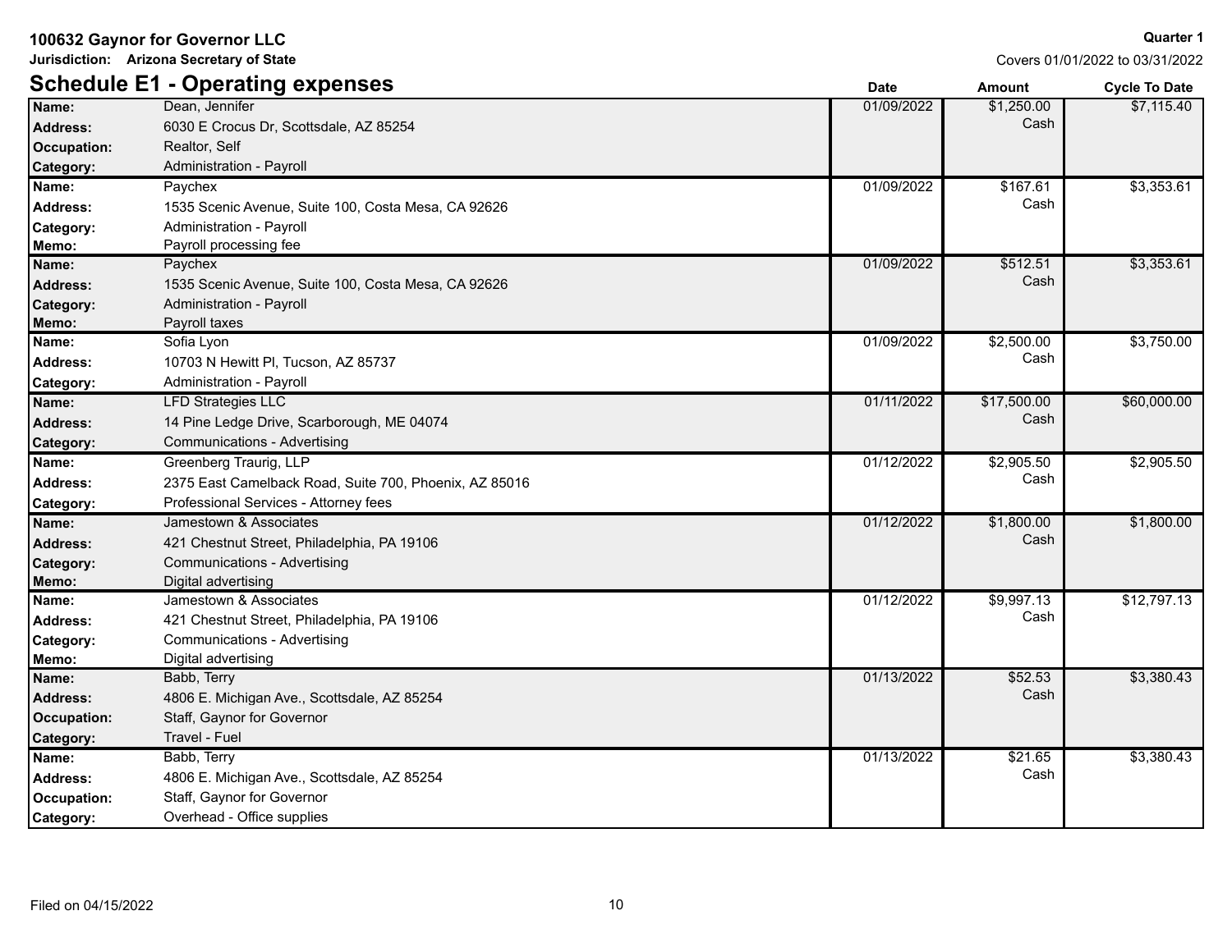**100632 Gaynor for Governor LLC**

**Jurisdiction: Arizona Secretary of State**

**Quarter 1**

Covers 01/01/2022 to 03/31/2022

## Schedule E1 - Operating expenses

| Field | Details | Date | Amount | Cycle To Date |
|---|---|---|---|---|
| **Name:** | Dean, Jennifer | 01/09/2022 | $1,250.00 Cash | $7,115.40 |
| **Address:** | 6030 E Crocus Dr, Scottsdale, AZ 85254 | | | |
| **Occupation:** | Realtor, Self | | | |
| **Category:** | Administration - Payroll | | | |
| **Name:** | Paychex | 01/09/2022 | $167.61 Cash | $3,353.61 |
| **Address:** | 1535 Scenic Avenue, Suite 100, Costa Mesa, CA 92626 | | | |
| **Category:** | Administration - Payroll | | | |
| **Memo:** | Payroll processing fee | | | |
| **Name:** | Paychex | 01/09/2022 | $512.51 Cash | $3,353.61 |
| **Address:** | 1535 Scenic Avenue, Suite 100, Costa Mesa, CA 92626 | | | |
| **Category:** | Administration - Payroll | | | |
| **Memo:** | Payroll taxes | | | |
| **Name:** | Sofia Lyon | 01/09/2022 | $2,500.00 Cash | $3,750.00 |
| **Address:** | 10703 N Hewitt Pl, Tucson, AZ 85737 | | | |
| **Category:** | Administration - Payroll | | | |
| **Name:** | LFD Strategies LLC | 01/11/2022 | $17,500.00 Cash | $60,000.00 |
| **Address:** | 14 Pine Ledge Drive, Scarborough, ME 04074 | | | |
| **Category:** | Communications - Advertising | | | |
| **Name:** | Greenberg Traurig, LLP | 01/12/2022 | $2,905.50 Cash | $2,905.50 |
| **Address:** | 2375 East Camelback Road, Suite 700, Phoenix, AZ 85016 | | | |
| **Category:** | Professional Services - Attorney fees | | | |
| **Name:** | Jamestown & Associates | 01/12/2022 | $1,800.00 Cash | $1,800.00 |
| **Address:** | 421 Chestnut Street, Philadelphia, PA 19106 | | | |
| **Category:** | Communications - Advertising | | | |
| **Memo:** | Digital advertising | | | |
| **Name:** | Jamestown & Associates | 01/12/2022 | $9,997.13 Cash | $12,797.13 |
| **Address:** | 421 Chestnut Street, Philadelphia, PA 19106 | | | |
| **Category:** | Communications - Advertising | | | |
| **Memo:** | Digital advertising | | | |
| **Name:** | Babb, Terry | 01/13/2022 | $52.53 Cash | $3,380.43 |
| **Address:** | 4806 E. Michigan Ave., Scottsdale, AZ 85254 | | | |
| **Occupation:** | Staff, Gaynor for Governor | | | |
| **Category:** | Travel - Fuel | | | |
| **Name:** | Babb, Terry | 01/13/2022 | $21.65 Cash | $3,380.43 |
| **Address:** | 4806 E. Michigan Ave., Scottsdale, AZ 85254 | | | |
| **Occupation:** | Staff, Gaynor for Governor | | | |
| **Category:** | Overhead - Office supplies | | | |

Filed on 04/15/2022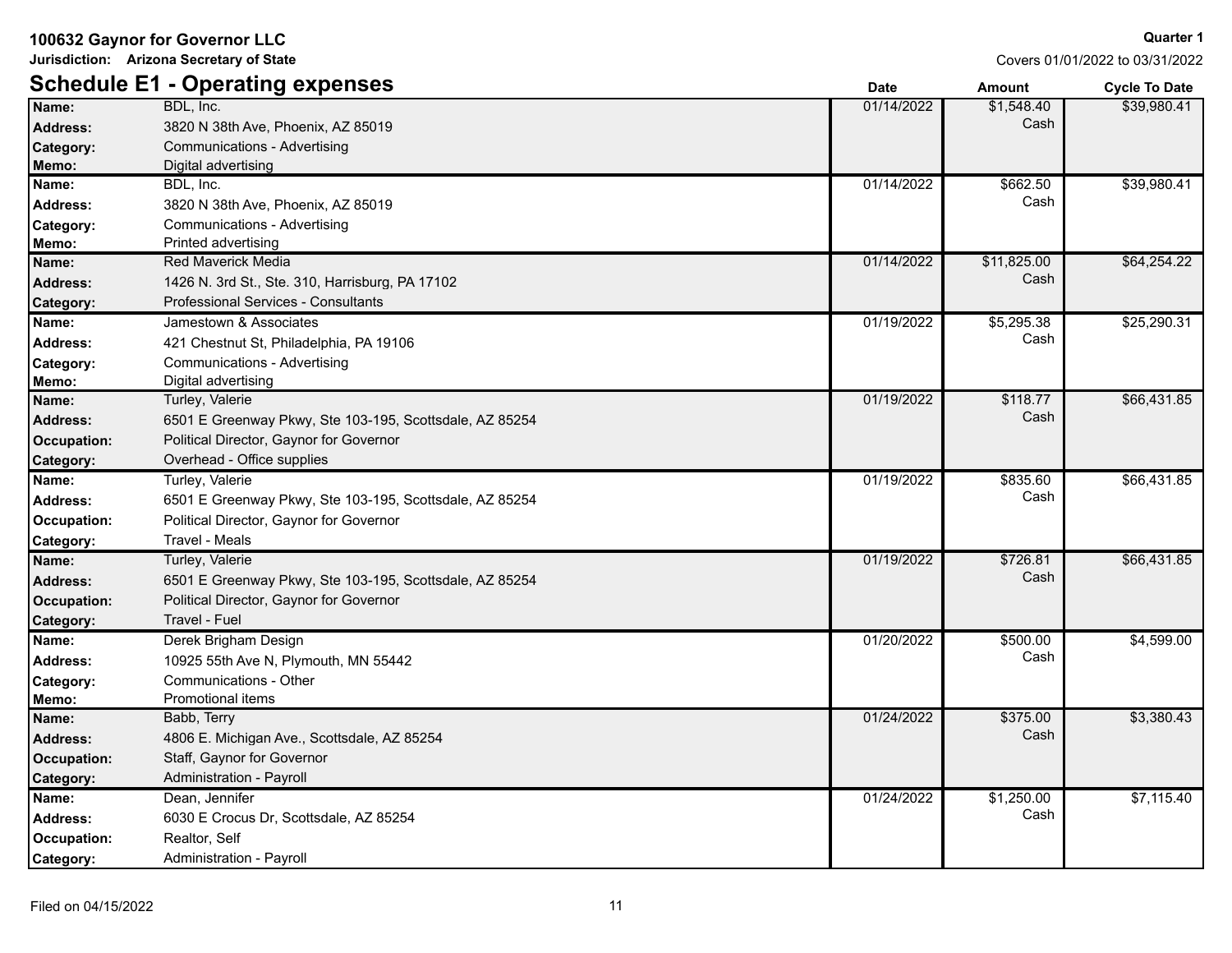**100632 Gaynor for Governor LLC**

**Jurisdiction: Arizona Secretary of State**

**Quarter 1**

Covers 01/01/2022 to 03/31/2022

## Schedule E1 - Operating expenses

| Field | Details | Date | Amount | Cycle To Date |
|---|---|---|---|---|
| **Name:** | BDL, Inc. | 01/14/2022 | $1,548.40 Cash | $39,980.41 |
| **Address:** | 3820 N 38th Ave, Phoenix, AZ 85019 | | | |
| **Category:** | Communications - Advertising | | | |
| **Memo:** | Digital advertising | | | |
| **Name:** | BDL, Inc. | 01/14/2022 | $662.50 Cash | $39,980.41 |
| **Address:** | 3820 N 38th Ave, Phoenix, AZ 85019 | | | |
| **Category:** | Communications - Advertising | | | |
| **Memo:** | Printed advertising | | | |
| **Name:** | Red Maverick Media | 01/14/2022 | $11,825.00 Cash | $64,254.22 |
| **Address:** | 1426 N. 3rd St., Ste. 310, Harrisburg, PA 17102 | | | |
| **Category:** | Professional Services - Consultants | | | |
| **Name:** | Jamestown & Associates | 01/19/2022 | $5,295.38 Cash | $25,290.31 |
| **Address:** | 421 Chestnut St, Philadelphia, PA 19106 | | | |
| **Category:** | Communications - Advertising | | | |
| **Memo:** | Digital advertising | | | |
| **Name:** | Turley, Valerie | 01/19/2022 | $118.77 Cash | $66,431.85 |
| **Address:** | 6501 E Greenway Pkwy, Ste 103-195, Scottsdale, AZ 85254 | | | |
| **Occupation:** | Political Director, Gaynor for Governor | | | |
| **Category:** | Overhead - Office supplies | | | |
| **Name:** | Turley, Valerie | 01/19/2022 | $835.60 Cash | $66,431.85 |
| **Address:** | 6501 E Greenway Pkwy, Ste 103-195, Scottsdale, AZ 85254 | | | |
| **Occupation:** | Political Director, Gaynor for Governor | | | |
| **Category:** | Travel - Meals | | | |
| **Name:** | Turley, Valerie | 01/19/2022 | $726.81 Cash | $66,431.85 |
| **Address:** | 6501 E Greenway Pkwy, Ste 103-195, Scottsdale, AZ 85254 | | | |
| **Occupation:** | Political Director, Gaynor for Governor | | | |
| **Category:** | Travel - Fuel | | | |
| **Name:** | Derek Brigham Design | 01/20/2022 | $500.00 Cash | $4,599.00 |
| **Address:** | 10925 55th Ave N, Plymouth, MN 55442 | | | |
| **Category:** | Communications - Other | | | |
| **Memo:** | Promotional items | | | |
| **Name:** | Babb, Terry | 01/24/2022 | $375.00 Cash | $3,380.43 |
| **Address:** | 4806 E. Michigan Ave., Scottsdale, AZ 85254 | | | |
| **Occupation:** | Staff, Gaynor for Governor | | | |
| **Category:** | Administration - Payroll | | | |
| **Name:** | Dean, Jennifer | 01/24/2022 | $1,250.00 Cash | $7,115.40 |
| **Address:** | 6030 E Crocus Dr, Scottsdale, AZ 85254 | | | |
| **Occupation:** | Realtor, Self | | | |
| **Category:** | Administration - Payroll | | | |

Filed on 04/15/2022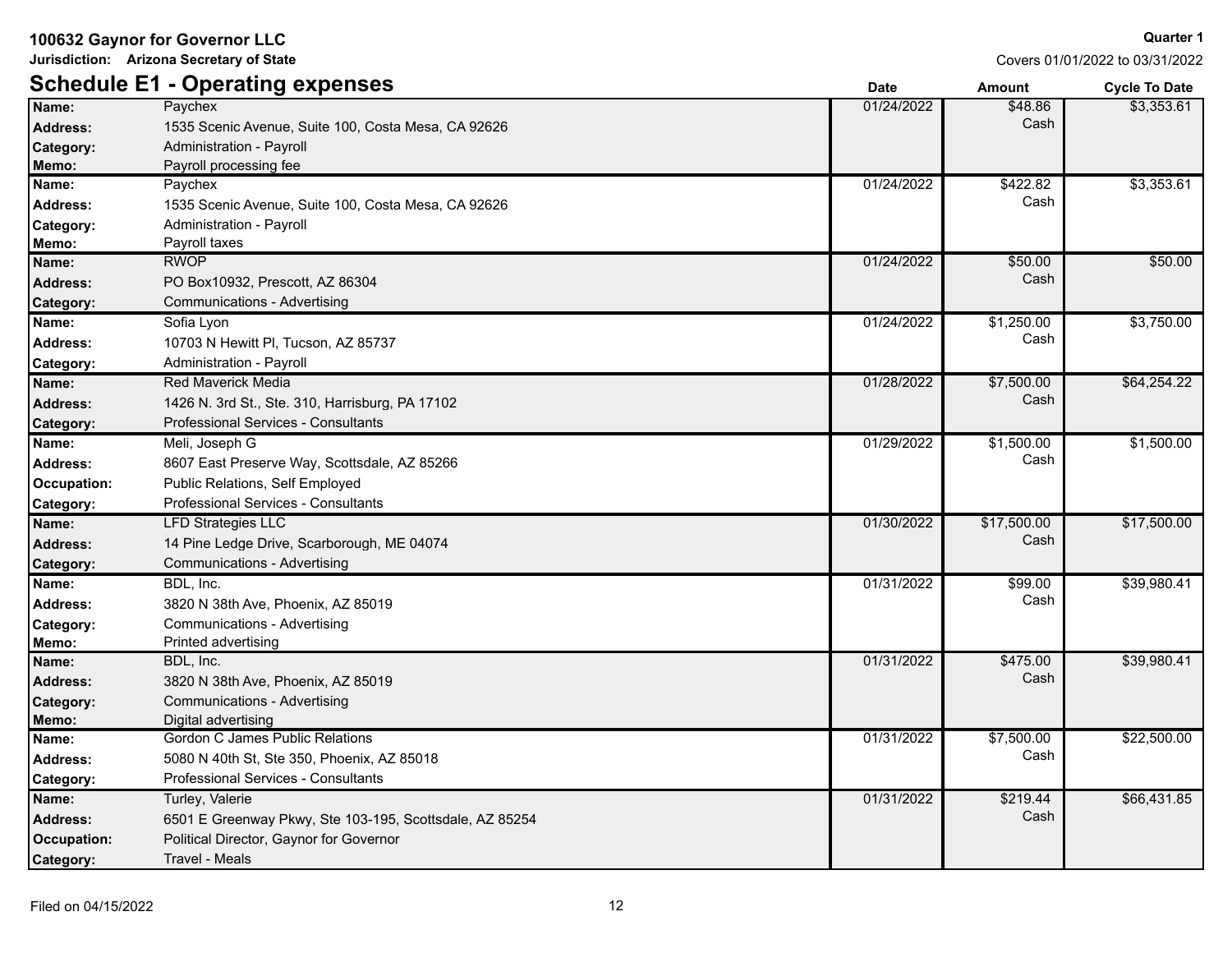**100632 Gaynor for Governor LLC**

**Jurisdiction: Arizona Secretary of State**

**Quarter 1**

Covers 01/01/2022 to 03/31/2022

## Schedule E1 - Operating expenses

| Field | Details | Date | Amount | Cycle To Date |
|---|---|---|---|---|
| **Name:** | Paychex | 01/24/2022 | $48.86 Cash | $3,353.61 |
| **Address:** | 1535 Scenic Avenue, Suite 100, Costa Mesa, CA 92626 | | | |
| **Category:** | Administration - Payroll | | | |
| **Memo:** | Payroll processing fee | | | |
| **Name:** | Paychex | 01/24/2022 | $422.82 Cash | $3,353.61 |
| **Address:** | 1535 Scenic Avenue, Suite 100, Costa Mesa, CA 92626 | | | |
| **Category:** | Administration - Payroll | | | |
| **Memo:** | Payroll taxes | | | |
| **Name:** | RWOP | 01/24/2022 | $50.00 Cash | $50.00 |
| **Address:** | PO Box10932, Prescott, AZ 86304 | | | |
| **Category:** | Communications - Advertising | | | |
| **Name:** | Sofia Lyon | 01/24/2022 | $1,250.00 Cash | $3,750.00 |
| **Address:** | 10703 N Hewitt Pl, Tucson, AZ 85737 | | | |
| **Category:** | Administration - Payroll | | | |
| **Name:** | Red Maverick Media | 01/28/2022 | $7,500.00 Cash | $64,254.22 |
| **Address:** | 1426 N. 3rd St., Ste. 310, Harrisburg, PA 17102 | | | |
| **Category:** | Professional Services - Consultants | | | |
| **Name:** | Meli, Joseph G | 01/29/2022 | $1,500.00 Cash | $1,500.00 |
| **Address:** | 8607 East Preserve Way, Scottsdale, AZ 85266 | | | |
| **Occupation:** | Public Relations, Self Employed | | | |
| **Category:** | Professional Services - Consultants | | | |
| **Name:** | LFD Strategies LLC | 01/30/2022 | $17,500.00 Cash | $17,500.00 |
| **Address:** | 14 Pine Ledge Drive, Scarborough, ME 04074 | | | |
| **Category:** | Communications - Advertising | | | |
| **Name:** | BDL, Inc. | 01/31/2022 | $99.00 Cash | $39,980.41 |
| **Address:** | 3820 N 38th Ave, Phoenix, AZ 85019 | | | |
| **Category:** | Communications - Advertising | | | |
| **Memo:** | Printed advertising | | | |
| **Name:** | BDL, Inc. | 01/31/2022 | $475.00 Cash | $39,980.41 |
| **Address:** | 3820 N 38th Ave, Phoenix, AZ 85019 | | | |
| **Category:** | Communications - Advertising | | | |
| **Memo:** | Digital advertising | | | |
| **Name:** | Gordon C James Public Relations | 01/31/2022 | $7,500.00 Cash | $22,500.00 |
| **Address:** | 5080 N 40th St, Ste 350, Phoenix, AZ 85018 | | | |
| **Category:** | Professional Services - Consultants | | | |
| **Name:** | Turley, Valerie | 01/31/2022 | $219.44 Cash | $66,431.85 |
| **Address:** | 6501 E Greenway Pkwy, Ste 103-195, Scottsdale, AZ 85254 | | | |
| **Occupation:** | Political Director, Gaynor for Governor | | | |
| **Category:** | Travel - Meals | | | |

Filed on 04/15/2022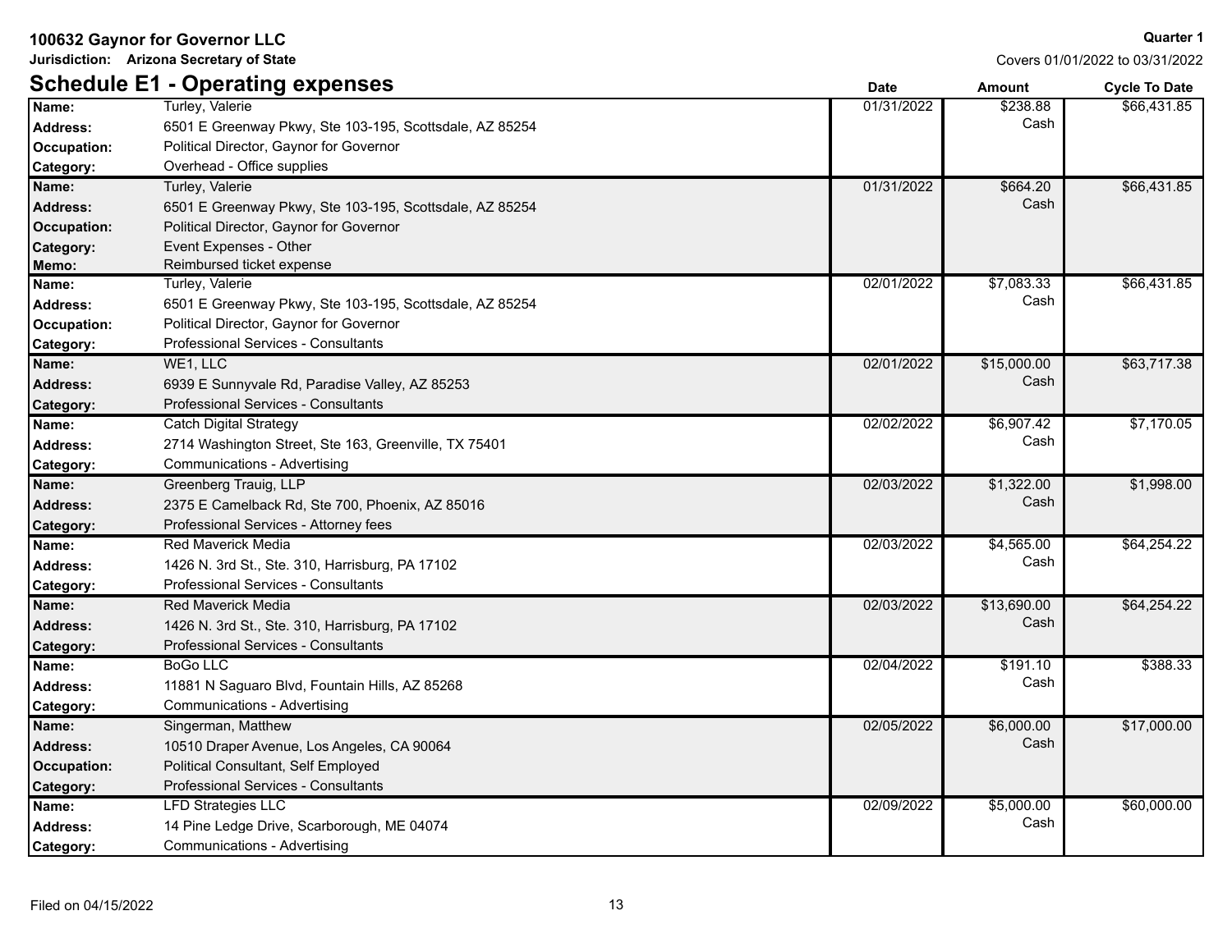**100632 Gaynor for Governor LLC**

**Jurisdiction: Arizona Secretary of State**

**Quarter 1**

Covers 01/01/2022 to 03/31/2022

## Schedule E1 - Operating expenses

| | | Date | Amount | Cycle To Date |
|---|---|---|---|---|
| **Name:** | Turley, Valerie | 01/31/2022 | $238.88 Cash | $66,431.85 |
| **Address:** | 6501 E Greenway Pkwy, Ste 103-195, Scottsdale, AZ 85254 | | | |
| **Occupation:** | Political Director, Gaynor for Governor | | | |
| **Category:** | Overhead - Office supplies | | | |
| **Name:** | Turley, Valerie | 01/31/2022 | $664.20 Cash | $66,431.85 |
| **Address:** | 6501 E Greenway Pkwy, Ste 103-195, Scottsdale, AZ 85254 | | | |
| **Occupation:** | Political Director, Gaynor for Governor | | | |
| **Category:** | Event Expenses - Other | | | |
| **Memo:** | Reimbursed ticket expense | | | |
| **Name:** | Turley, Valerie | 02/01/2022 | $7,083.33 Cash | $66,431.85 |
| **Address:** | 6501 E Greenway Pkwy, Ste 103-195, Scottsdale, AZ 85254 | | | |
| **Occupation:** | Political Director, Gaynor for Governor | | | |
| **Category:** | Professional Services - Consultants | | | |
| **Name:** | WE1, LLC | 02/01/2022 | $15,000.00 Cash | $63,717.38 |
| **Address:** | 6939 E Sunnyvale Rd, Paradise Valley, AZ 85253 | | | |
| **Category:** | Professional Services - Consultants | | | |
| **Name:** | Catch Digital Strategy | 02/02/2022 | $6,907.42 Cash | $7,170.05 |
| **Address:** | 2714 Washington Street, Ste 163, Greenville, TX 75401 | | | |
| **Category:** | Communications - Advertising | | | |
| **Name:** | Greenberg Trauig, LLP | 02/03/2022 | $1,322.00 Cash | $1,998.00 |
| **Address:** | 2375 E Camelback Rd, Ste 700, Phoenix, AZ 85016 | | | |
| **Category:** | Professional Services - Attorney fees | | | |
| **Name:** | Red Maverick Media | 02/03/2022 | $4,565.00 Cash | $64,254.22 |
| **Address:** | 1426 N. 3rd St., Ste. 310, Harrisburg, PA 17102 | | | |
| **Category:** | Professional Services - Consultants | | | |
| **Name:** | Red Maverick Media | 02/03/2022 | $13,690.00 Cash | $64,254.22 |
| **Address:** | 1426 N. 3rd St., Ste. 310, Harrisburg, PA 17102 | | | |
| **Category:** | Professional Services - Consultants | | | |
| **Name:** | BoGo LLC | 02/04/2022 | $191.10 Cash | $388.33 |
| **Address:** | 11881 N Saguaro Blvd, Fountain Hills, AZ 85268 | | | |
| **Category:** | Communications - Advertising | | | |
| **Name:** | Singerman, Matthew | 02/05/2022 | $6,000.00 Cash | $17,000.00 |
| **Address:** | 10510 Draper Avenue, Los Angeles, CA 90064 | | | |
| **Occupation:** | Political Consultant, Self Employed | | | |
| **Category:** | Professional Services - Consultants | | | |
| **Name:** | LFD Strategies LLC | 02/09/2022 | $5,000.00 Cash | $60,000.00 |
| **Address:** | 14 Pine Ledge Drive, Scarborough, ME 04074 | | | |
| **Category:** | Communications - Advertising | | | |

Filed on 04/15/2022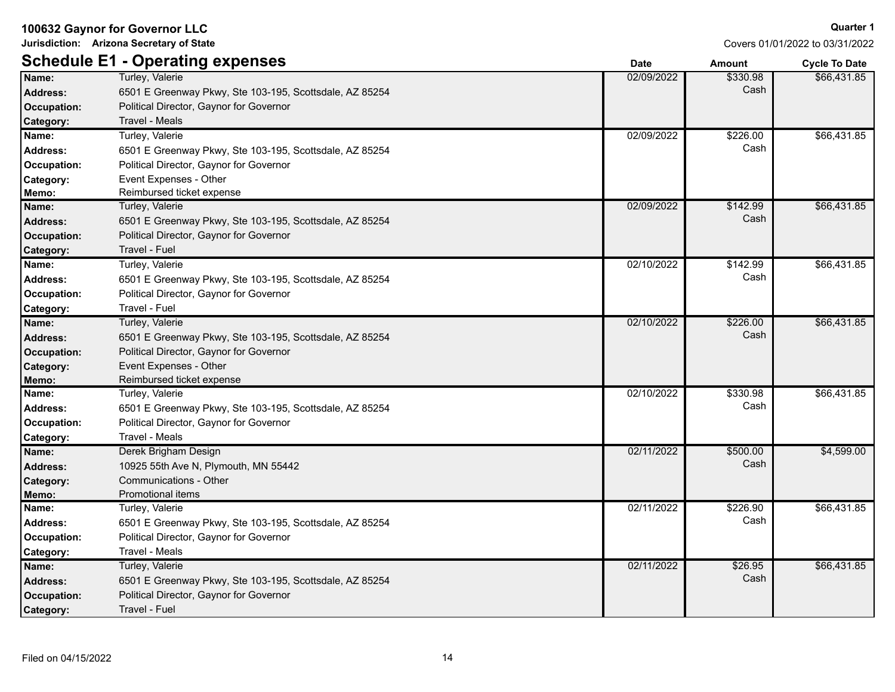**100632 Gaynor for Governor LLC**

**Jurisdiction: Arizona Secretary of State**

**Quarter 1**

Covers 01/01/2022 to 03/31/2022

## Schedule E1 - Operating expenses

| | | Date | Amount | Cycle To Date |
|---|---|---|---|---|
| **Name:** | Turley, Valerie | 02/09/2022 | $330.98 Cash | $66,431.85 |
| **Address:** | 6501 E Greenway Pkwy, Ste 103-195, Scottsdale, AZ 85254 | | | |
| **Occupation:** | Political Director, Gaynor for Governor | | | |
| **Category:** | Travel - Meals | | | |
| **Name:** | Turley, Valerie | 02/09/2022 | $226.00 Cash | $66,431.85 |
| **Address:** | 6501 E Greenway Pkwy, Ste 103-195, Scottsdale, AZ 85254 | | | |
| **Occupation:** | Political Director, Gaynor for Governor | | | |
| **Category:** | Event Expenses - Other | | | |
| **Memo:** | Reimbursed ticket expense | | | |
| **Name:** | Turley, Valerie | 02/09/2022 | $142.99 Cash | $66,431.85 |
| **Address:** | 6501 E Greenway Pkwy, Ste 103-195, Scottsdale, AZ 85254 | | | |
| **Occupation:** | Political Director, Gaynor for Governor | | | |
| **Category:** | Travel - Fuel | | | |
| **Name:** | Turley, Valerie | 02/10/2022 | $142.99 Cash | $66,431.85 |
| **Address:** | 6501 E Greenway Pkwy, Ste 103-195, Scottsdale, AZ 85254 | | | |
| **Occupation:** | Political Director, Gaynor for Governor | | | |
| **Category:** | Travel - Fuel | | | |
| **Name:** | Turley, Valerie | 02/10/2022 | $226.00 Cash | $66,431.85 |
| **Address:** | 6501 E Greenway Pkwy, Ste 103-195, Scottsdale, AZ 85254 | | | |
| **Occupation:** | Political Director, Gaynor for Governor | | | |
| **Category:** | Event Expenses - Other | | | |
| **Memo:** | Reimbursed ticket expense | | | |
| **Name:** | Turley, Valerie | 02/10/2022 | $330.98 Cash | $66,431.85 |
| **Address:** | 6501 E Greenway Pkwy, Ste 103-195, Scottsdale, AZ 85254 | | | |
| **Occupation:** | Political Director, Gaynor for Governor | | | |
| **Category:** | Travel - Meals | | | |
| **Name:** | Derek Brigham Design | 02/11/2022 | $500.00 Cash | $4,599.00 |
| **Address:** | 10925 55th Ave N, Plymouth, MN 55442 | | | |
| **Category:** | Communications - Other | | | |
| **Memo:** | Promotional items | | | |
| **Name:** | Turley, Valerie | 02/11/2022 | $226.90 Cash | $66,431.85 |
| **Address:** | 6501 E Greenway Pkwy, Ste 103-195, Scottsdale, AZ 85254 | | | |
| **Occupation:** | Political Director, Gaynor for Governor | | | |
| **Category:** | Travel - Meals | | | |
| **Name:** | Turley, Valerie | 02/11/2022 | $26.95 Cash | $66,431.85 |
| **Address:** | 6501 E Greenway Pkwy, Ste 103-195, Scottsdale, AZ 85254 | | | |
| **Occupation:** | Political Director, Gaynor for Governor | | | |
| **Category:** | Travel - Fuel | | | |

Filed on 04/15/2022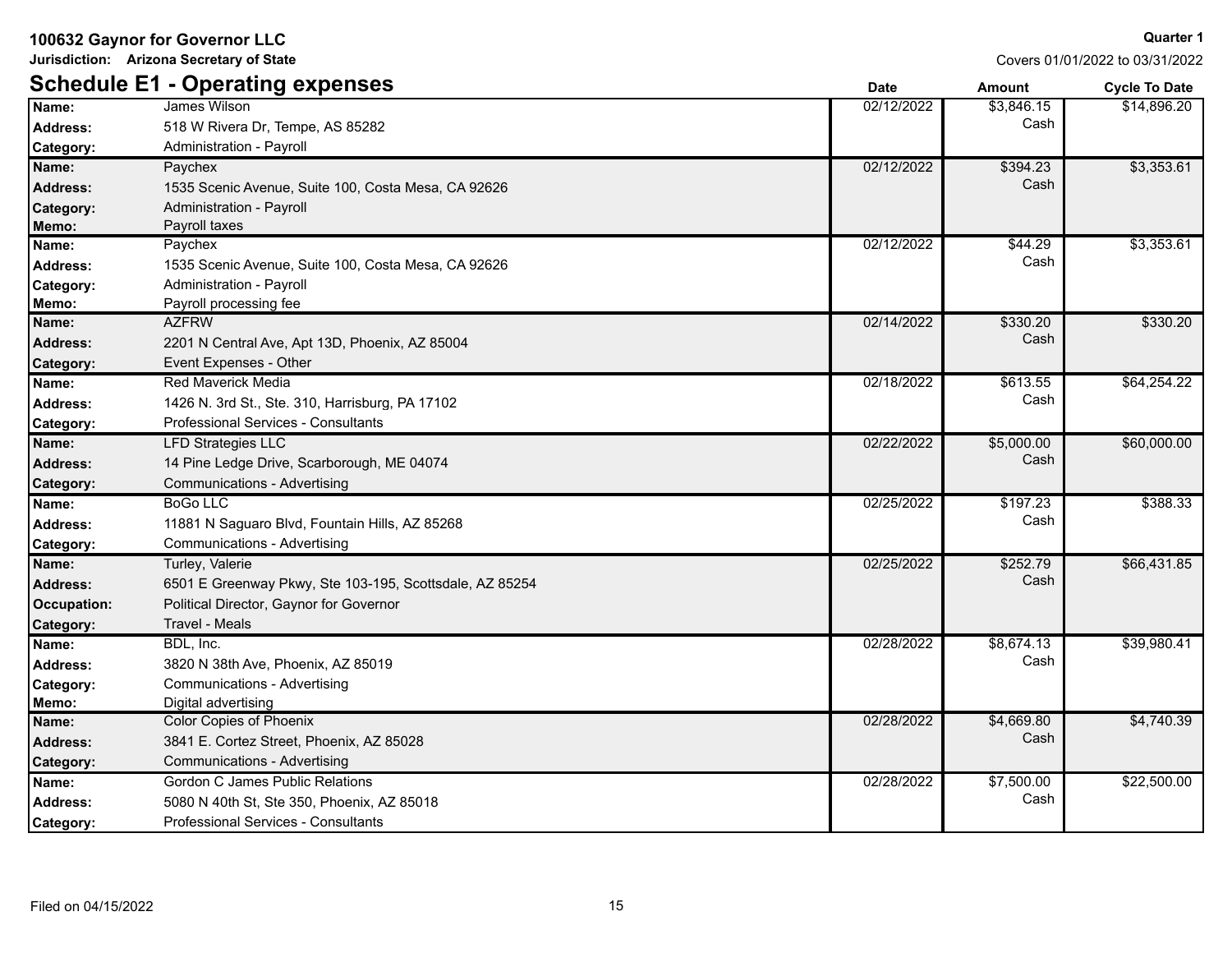**100632 Gaynor for Governor LLC**

**Jurisdiction: Arizona Secretary of State**

**Quarter 1**

Covers 01/01/2022 to 03/31/2022

## Schedule E1 - Operating expenses

| | | Date | Amount | Cycle To Date |
|---|---|---|---|---|
| **Name:** | James Wilson | 02/12/2022 | $3,846.15 Cash | $14,896.20 |
| **Address:** | 518 W Rivera Dr, Tempe, AS 85282 | | | |
| **Category:** | Administration - Payroll | | | |
| **Name:** | Paychex | 02/12/2022 | $394.23 Cash | $3,353.61 |
| **Address:** | 1535 Scenic Avenue, Suite 100, Costa Mesa, CA 92626 | | | |
| **Category:** | Administration - Payroll | | | |
| **Memo:** | Payroll taxes | | | |
| **Name:** | Paychex | 02/12/2022 | $44.29 Cash | $3,353.61 |
| **Address:** | 1535 Scenic Avenue, Suite 100, Costa Mesa, CA 92626 | | | |
| **Category:** | Administration - Payroll | | | |
| **Memo:** | Payroll processing fee | | | |
| **Name:** | AZFRW | 02/14/2022 | $330.20 Cash | $330.20 |
| **Address:** | 2201 N Central Ave, Apt 13D, Phoenix, AZ 85004 | | | |
| **Category:** | Event Expenses - Other | | | |
| **Name:** | Red Maverick Media | 02/18/2022 | $613.55 Cash | $64,254.22 |
| **Address:** | 1426 N. 3rd St., Ste. 310, Harrisburg, PA 17102 | | | |
| **Category:** | Professional Services - Consultants | | | |
| **Name:** | LFD Strategies LLC | 02/22/2022 | $5,000.00 Cash | $60,000.00 |
| **Address:** | 14 Pine Ledge Drive, Scarborough, ME 04074 | | | |
| **Category:** | Communications - Advertising | | | |
| **Name:** | BoGo LLC | 02/25/2022 | $197.23 Cash | $388.33 |
| **Address:** | 11881 N Saguaro Blvd, Fountain Hills, AZ 85268 | | | |
| **Category:** | Communications - Advertising | | | |
| **Name:** | Turley, Valerie | 02/25/2022 | $252.79 Cash | $66,431.85 |
| **Address:** | 6501 E Greenway Pkwy, Ste 103-195, Scottsdale, AZ 85254 | | | |
| **Occupation:** | Political Director, Gaynor for Governor | | | |
| **Category:** | Travel - Meals | | | |
| **Name:** | BDL, Inc. | 02/28/2022 | $8,674.13 Cash | $39,980.41 |
| **Address:** | 3820 N 38th Ave, Phoenix, AZ 85019 | | | |
| **Category:** | Communications - Advertising | | | |
| **Memo:** | Digital advertising | | | |
| **Name:** | Color Copies of Phoenix | 02/28/2022 | $4,669.80 Cash | $4,740.39 |
| **Address:** | 3841 E. Cortez Street, Phoenix, AZ 85028 | | | |
| **Category:** | Communications - Advertising | | | |
| **Name:** | Gordon C James Public Relations | 02/28/2022 | $7,500.00 Cash | $22,500.00 |
| **Address:** | 5080 N 40th St, Ste 350, Phoenix, AZ 85018 | | | |
| **Category:** | Professional Services - Consultants | | | |

Filed on 04/15/2022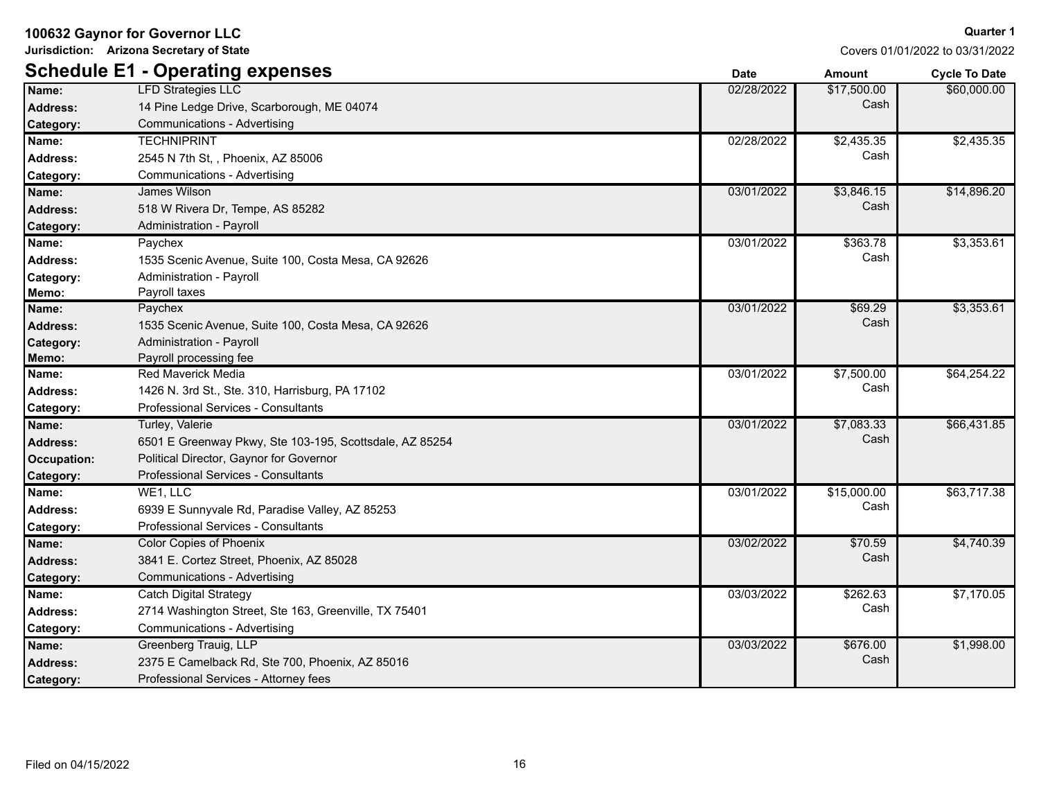**100632 Gaynor for Governor LLC**

**Jurisdiction: Arizona Secretary of State**

**Quarter 1**

Covers 01/01/2022 to 03/31/2022

## Schedule E1 - Operating expenses

| Field | Details | Date | Amount | Cycle To Date |
|---|---|---|---|---|
| **Name:** | LFD Strategies LLC | 02/28/2022 | $17,500.00 Cash | $60,000.00 |
| **Address:** | 14 Pine Ledge Drive, Scarborough, ME 04074 | | | |
| **Category:** | Communications - Advertising | | | |
| **Name:** | TECHNIPRINT | 02/28/2022 | $2,435.35 Cash | $2,435.35 |
| **Address:** | 2545 N 7th St, , Phoenix, AZ 85006 | | | |
| **Category:** | Communications - Advertising | | | |
| **Name:** | James Wilson | 03/01/2022 | $3,846.15 Cash | $14,896.20 |
| **Address:** | 518 W Rivera Dr, Tempe, AS 85282 | | | |
| **Category:** | Administration - Payroll | | | |
| **Name:** | Paychex | 03/01/2022 | $363.78 Cash | $3,353.61 |
| **Address:** | 1535 Scenic Avenue, Suite 100, Costa Mesa, CA 92626 | | | |
| **Category:** | Administration - Payroll | | | |
| **Memo:** | Payroll taxes | | | |
| **Name:** | Paychex | 03/01/2022 | $69.29 Cash | $3,353.61 |
| **Address:** | 1535 Scenic Avenue, Suite 100, Costa Mesa, CA 92626 | | | |
| **Category:** | Administration - Payroll | | | |
| **Memo:** | Payroll processing fee | | | |
| **Name:** | Red Maverick Media | 03/01/2022 | $7,500.00 Cash | $64,254.22 |
| **Address:** | 1426 N. 3rd St., Ste. 310, Harrisburg, PA 17102 | | | |
| **Category:** | Professional Services - Consultants | | | |
| **Name:** | Turley, Valerie | 03/01/2022 | $7,083.33 Cash | $66,431.85 |
| **Address:** | 6501 E Greenway Pkwy, Ste 103-195, Scottsdale, AZ 85254 | | | |
| **Occupation:** | Political Director, Gaynor for Governor | | | |
| **Category:** | Professional Services - Consultants | | | |
| **Name:** | WE1, LLC | 03/01/2022 | $15,000.00 Cash | $63,717.38 |
| **Address:** | 6939 E Sunnyvale Rd, Paradise Valley, AZ 85253 | | | |
| **Category:** | Professional Services - Consultants | | | |
| **Name:** | Color Copies of Phoenix | 03/02/2022 | $70.59 Cash | $4,740.39 |
| **Address:** | 3841 E. Cortez Street, Phoenix, AZ 85028 | | | |
| **Category:** | Communications - Advertising | | | |
| **Name:** | Catch Digital Strategy | 03/03/2022 | $262.63 Cash | $7,170.05 |
| **Address:** | 2714 Washington Street, Ste 163, Greenville, TX 75401 | | | |
| **Category:** | Communications - Advertising | | | |
| **Name:** | Greenberg Trauig, LLP | 03/03/2022 | $676.00 Cash | $1,998.00 |
| **Address:** | 2375 E Camelback Rd, Ste 700, Phoenix, AZ 85016 | | | |
| **Category:** | Professional Services - Attorney fees | | | |

Filed on 04/15/2022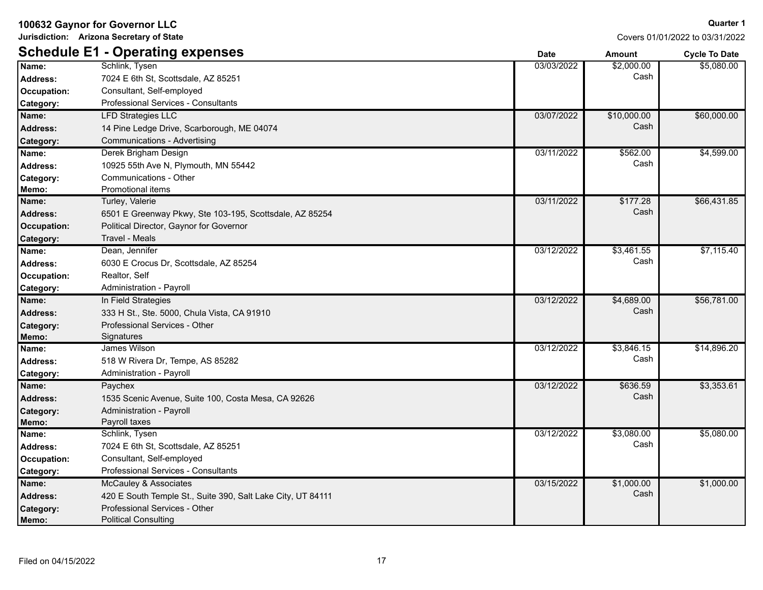**100632 Gaynor for Governor LLC**

**Jurisdiction: Arizona Secretary of State**

**Quarter 1**

Covers 01/01/2022 to 03/31/2022

## Schedule E1 - Operating expenses

| | | Date | Amount | Cycle To Date |
|---|---|---|---|---|
| **Name:** | Schlink, Tysen | 03/03/2022 | $2,000.00 Cash | $5,080.00 |
| **Address:** | 7024 E 6th St, Scottsdale, AZ 85251 | | | |
| **Occupation:** | Consultant, Self-employed | | | |
| **Category:** | Professional Services - Consultants | | | |
| **Name:** | LFD Strategies LLC | 03/07/2022 | $10,000.00 Cash | $60,000.00 |
| **Address:** | 14 Pine Ledge Drive, Scarborough, ME 04074 | | | |
| **Category:** | Communications - Advertising | | | |
| **Name:** | Derek Brigham Design | 03/11/2022 | $562.00 Cash | $4,599.00 |
| **Address:** | 10925 55th Ave N, Plymouth, MN 55442 | | | |
| **Category:** | Communications - Other | | | |
| **Memo:** | Promotional items | | | |
| **Name:** | Turley, Valerie | 03/11/2022 | $177.28 Cash | $66,431.85 |
| **Address:** | 6501 E Greenway Pkwy, Ste 103-195, Scottsdale, AZ 85254 | | | |
| **Occupation:** | Political Director, Gaynor for Governor | | | |
| **Category:** | Travel - Meals | | | |
| **Name:** | Dean, Jennifer | 03/12/2022 | $3,461.55 Cash | $7,115.40 |
| **Address:** | 6030 E Crocus Dr, Scottsdale, AZ 85254 | | | |
| **Occupation:** | Realtor, Self | | | |
| **Category:** | Administration - Payroll | | | |
| **Name:** | In Field Strategies | 03/12/2022 | $4,689.00 Cash | $56,781.00 |
| **Address:** | 333 H St., Ste. 5000, Chula Vista, CA 91910 | | | |
| **Category:** | Professional Services - Other | | | |
| **Memo:** | Signatures | | | |
| **Name:** | James Wilson | 03/12/2022 | $3,846.15 Cash | $14,896.20 |
| **Address:** | 518 W Rivera Dr, Tempe, AS 85282 | | | |
| **Category:** | Administration - Payroll | | | |
| **Name:** | Paychex | 03/12/2022 | $636.59 Cash | $3,353.61 |
| **Address:** | 1535 Scenic Avenue, Suite 100, Costa Mesa, CA 92626 | | | |
| **Category:** | Administration - Payroll | | | |
| **Memo:** | Payroll taxes | | | |
| **Name:** | Schlink, Tysen | 03/12/2022 | $3,080.00 Cash | $5,080.00 |
| **Address:** | 7024 E 6th St, Scottsdale, AZ 85251 | | | |
| **Occupation:** | Consultant, Self-employed | | | |
| **Category:** | Professional Services - Consultants | | | |
| **Name:** | McCauley & Associates | 03/15/2022 | $1,000.00 Cash | $1,000.00 |
| **Address:** | 420 E South Temple St., Suite 390, Salt Lake City, UT 84111 | | | |
| **Category:** | Professional Services - Other | | | |
| **Memo:** | Political Consulting | | | |

Filed on 04/15/2022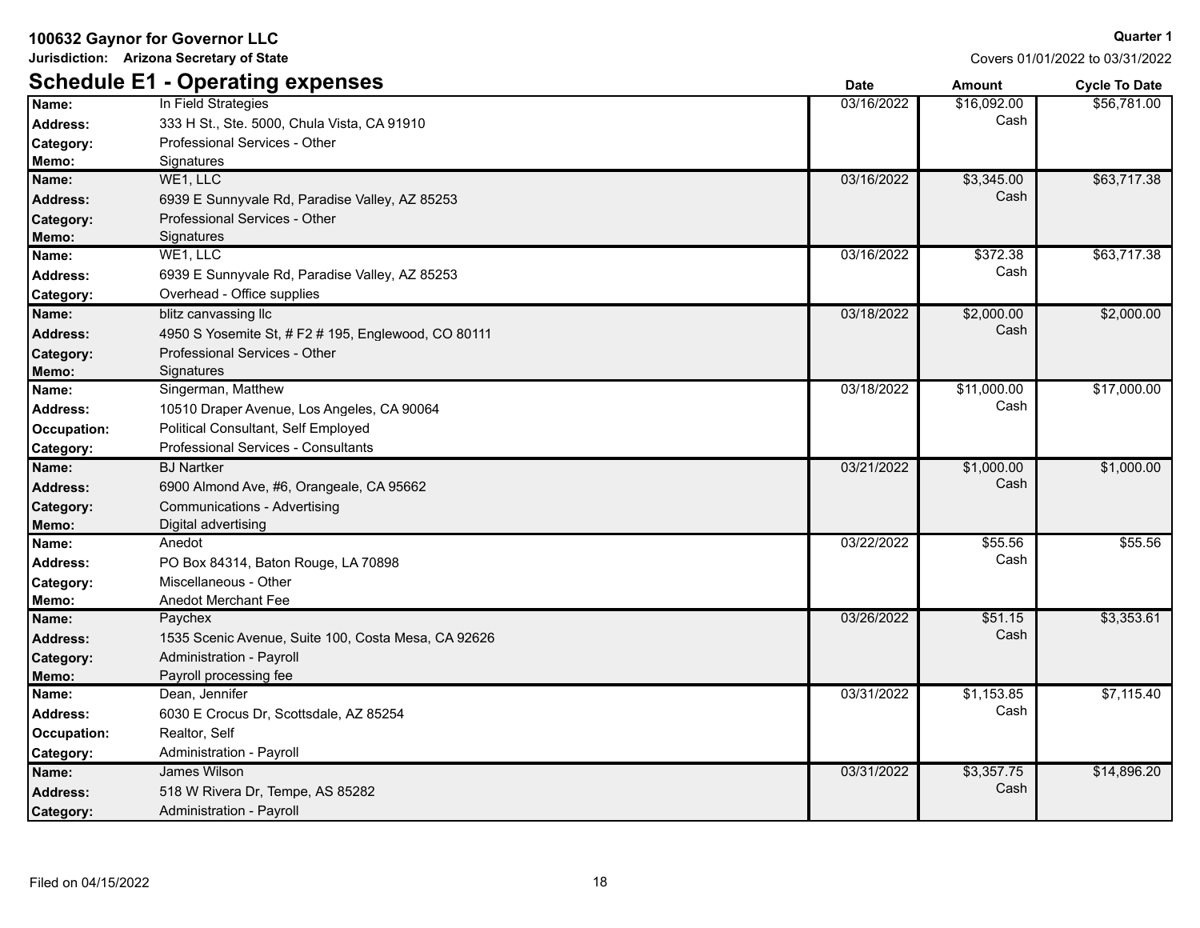**100632 Gaynor for Governor LLC**

**Jurisdiction: Arizona Secretary of State**

**Quarter 1**

Covers 01/01/2022 to 03/31/2022

## Schedule E1 - Operating expenses

| Field | Details | Date | Amount | Cycle To Date |
|---|---|---|---|---|
| **Name:** | In Field Strategies | 03/16/2022 | $16,092.00 Cash | $56,781.00 |
| **Address:** | 333 H St., Ste. 5000, Chula Vista, CA 91910 | | | |
| **Category:** | Professional Services - Other | | | |
| **Memo:** | Signatures | | | |
| **Name:** | WE1, LLC | 03/16/2022 | $3,345.00 Cash | $63,717.38 |
| **Address:** | 6939 E Sunnyvale Rd, Paradise Valley, AZ 85253 | | | |
| **Category:** | Professional Services - Other | | | |
| **Memo:** | Signatures | | | |
| **Name:** | WE1, LLC | 03/16/2022 | $372.38 Cash | $63,717.38 |
| **Address:** | 6939 E Sunnyvale Rd, Paradise Valley, AZ 85253 | | | |
| **Category:** | Overhead - Office supplies | | | |
| **Name:** | blitz canvassing llc | 03/18/2022 | $2,000.00 Cash | $2,000.00 |
| **Address:** | 4950 S Yosemite St, # F2 # 195, Englewood, CO 80111 | | | |
| **Category:** | Professional Services - Other | | | |
| **Memo:** | Signatures | | | |
| **Name:** | Singerman, Matthew | 03/18/2022 | $11,000.00 Cash | $17,000.00 |
| **Address:** | 10510 Draper Avenue, Los Angeles, CA 90064 | | | |
| **Occupation:** | Political Consultant, Self Employed | | | |
| **Category:** | Professional Services - Consultants | | | |
| **Name:** | BJ Nartker | 03/21/2022 | $1,000.00 Cash | $1,000.00 |
| **Address:** | 6900 Almond Ave, #6, Orangeale, CA 95662 | | | |
| **Category:** | Communications - Advertising | | | |
| **Memo:** | Digital advertising | | | |
| **Name:** | Anedot | 03/22/2022 | $55.56 Cash | $55.56 |
| **Address:** | PO Box 84314, Baton Rouge, LA 70898 | | | |
| **Category:** | Miscellaneous - Other | | | |
| **Memo:** | Anedot Merchant Fee | | | |
| **Name:** | Paychex | 03/26/2022 | $51.15 Cash | $3,353.61 |
| **Address:** | 1535 Scenic Avenue, Suite 100, Costa Mesa, CA 92626 | | | |
| **Category:** | Administration - Payroll | | | |
| **Memo:** | Payroll processing fee | | | |
| **Name:** | Dean, Jennifer | 03/31/2022 | $1,153.85 Cash | $7,115.40 |
| **Address:** | 6030 E Crocus Dr, Scottsdale, AZ 85254 | | | |
| **Occupation:** | Realtor, Self | | | |
| **Category:** | Administration - Payroll | | | |
| **Name:** | James Wilson | 03/31/2022 | $3,357.75 Cash | $14,896.20 |
| **Address:** | 518 W Rivera Dr, Tempe, AS 85282 | | | |
| **Category:** | Administration - Payroll | | | |

Filed on 04/15/2022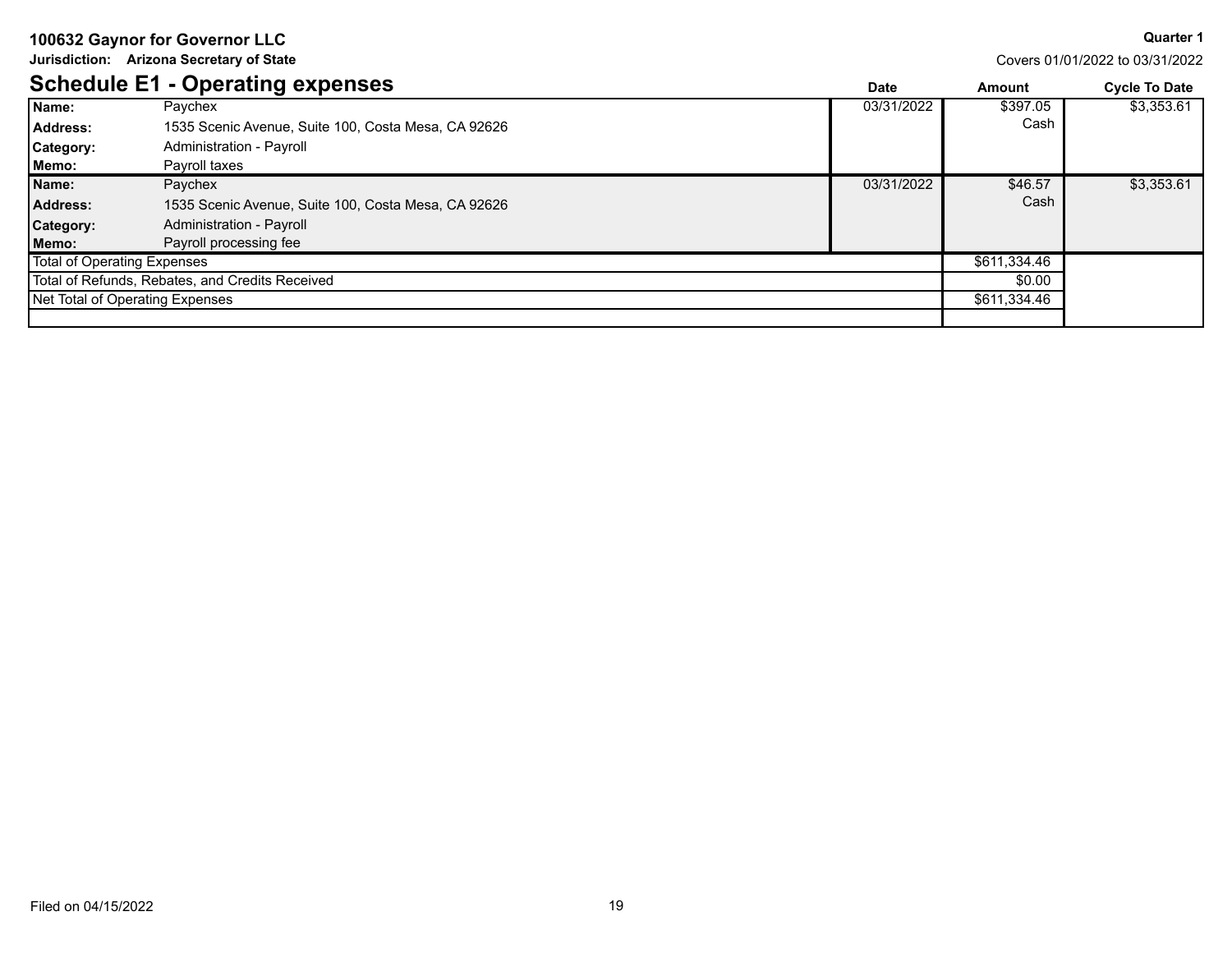**100632 Gaynor for Governor LLC**

**Jurisdiction: Arizona Secretary of State**

**Quarter 1**

Covers 01/01/2022 to 03/31/2022

## Schedule E1 - Operating expenses

| | | Date | Amount | Cycle To Date |
|---|---|---|---|---|
| **Name:** | Paychex | 03/31/2022 | $397.05 | $3,353.61 |
| **Address:** | 1535 Scenic Avenue, Suite 100, Costa Mesa, CA 92626 | | Cash | |
| **Category:** | Administration - Payroll | | | |
| **Memo:** | Payroll taxes | | | |
| **Name:** | Paychex | 03/31/2022 | $46.57 | $3,353.61 |
| **Address:** | 1535 Scenic Avenue, Suite 100, Costa Mesa, CA 92626 | | Cash | |
| **Category:** | Administration - Payroll | | | |
| **Memo:** | Payroll processing fee | | | |
| Total of Operating Expenses | | | $611,334.46 | |
| Total of Refunds, Rebates, and Credits Received | | | $0.00 | |
| Net Total of Operating Expenses | | | $611,334.46 | |

Filed on 04/15/2022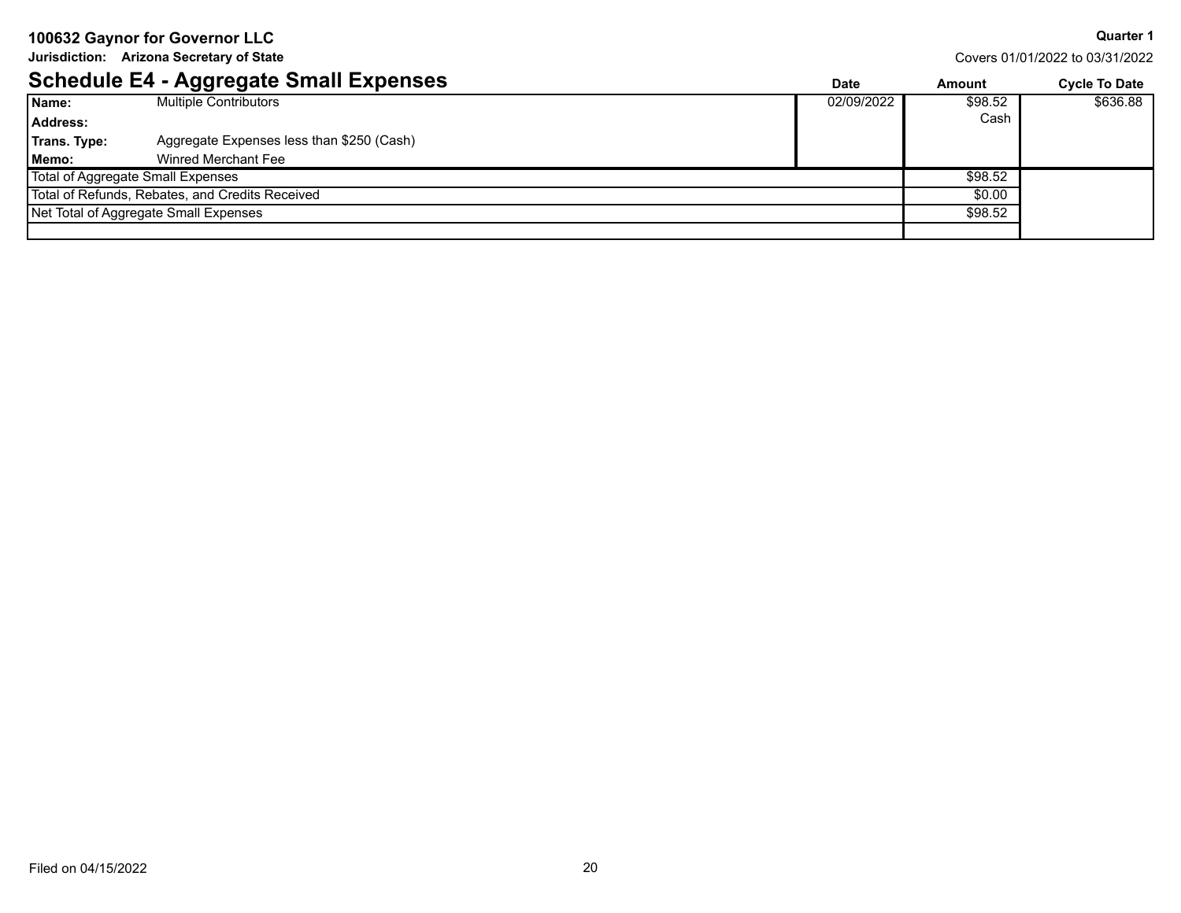**100632 Gaynor for Governor LLC**
**Jurisdiction: Arizona Secretary of State**

**Quarter 1**
Covers 01/01/2022 to 03/31/2022

## Schedule E4 - Aggregate Small Expenses

| | | Date | Amount | Cycle To Date |
|---|---|---|---|---|
| **Name:** | Multiple Contributors | 02/09/2022 | $98.52 Cash | $636.88 |
| **Address:** | | | | |
| **Trans. Type:** | Aggregate Expenses less than $250 (Cash) | | | |
| **Memo:** | Winred Merchant Fee | | | |
| Total of Aggregate Small Expenses | | | $98.52 | |
| Total of Refunds, Rebates, and Credits Received | | | $0.00 | |
| Net Total of Aggregate Small Expenses | | | $98.52 | |

Filed on 04/15/2022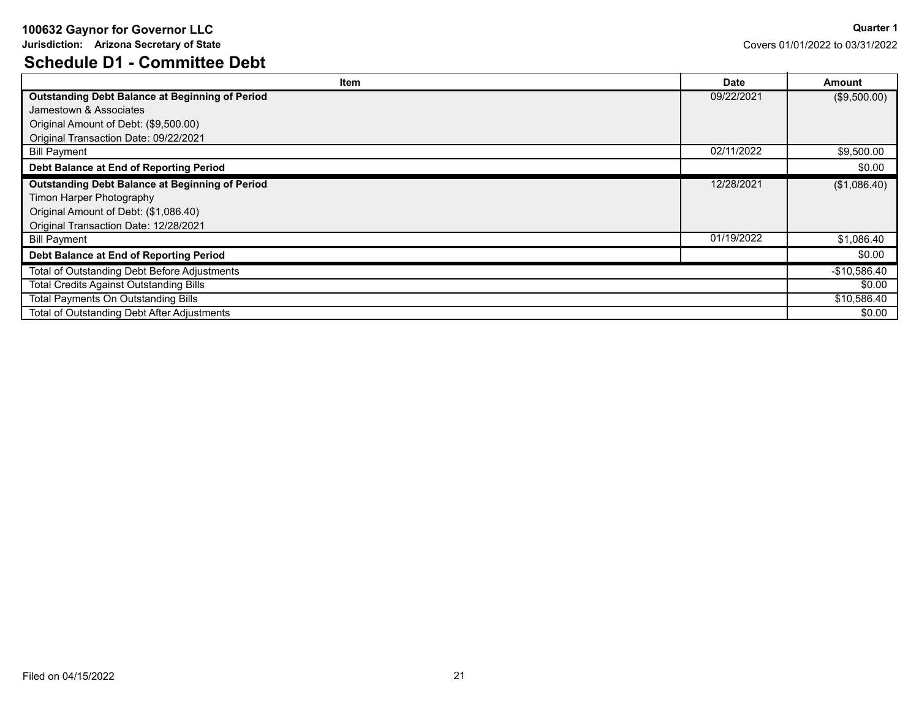**100632 Gaynor for Governor LLC**

**Jurisdiction: Arizona Secretary of State**

**Quarter 1**

Covers 01/01/2022 to 03/31/2022

## Schedule D1 - Committee Debt

| Item | Date | Amount |
|---|---|---|
| **Outstanding Debt Balance at Beginning of Period**<br>Jamestown & Associates<br>Original Amount of Debt: ($9,500.00)<br>Original Transaction Date: 09/22/2021 | 09/22/2021 | ($9,500.00) |
| Bill Payment | 02/11/2022 | $9,500.00 |
| **Debt Balance at End of Reporting Period** | | $0.00 |
| **Outstanding Debt Balance at Beginning of Period**<br>Timon Harper Photography<br>Original Amount of Debt: ($1,086.40)<br>Original Transaction Date: 12/28/2021 | 12/28/2021 | ($1,086.40) |
| Bill Payment | 01/19/2022 | $1,086.40 |
| **Debt Balance at End of Reporting Period** | | $0.00 |
| Total of Outstanding Debt Before Adjustments | | -$10,586.40 |
| Total Credits Against Outstanding Bills | | $0.00 |
| Total Payments On Outstanding Bills | | $10,586.40 |
| Total of Outstanding Debt After Adjustments | | $0.00 |

Filed on 04/15/2022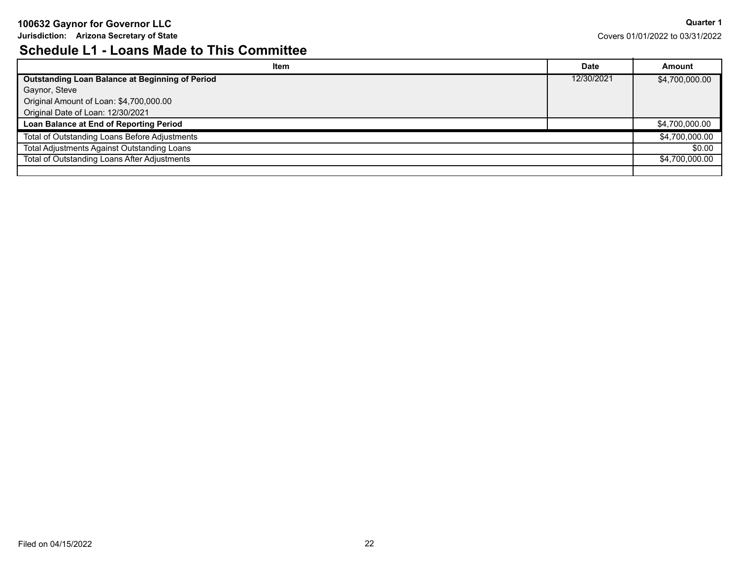**100632 Gaynor for Governor LLC**

**Jurisdiction: Arizona Secretary of State**

**Quarter 1**

Covers 01/01/2022 to 03/31/2022

# Schedule L1 - Loans Made to This Committee

| Item | Date | Amount |
|---|---|---|
| **Outstanding Loan Balance at Beginning of Period**<br>Gaynor, Steve<br>Original Amount of Loan: $4,700,000.00<br>Original Date of Loan: 12/30/2021 | 12/30/2021 | $4,700,000.00 |
| **Loan Balance at End of Reporting Period** | | $4,700,000.00 |
| Total of Outstanding Loans Before Adjustments | | $4,700,000.00 |
| Total Adjustments Against Outstanding Loans | | $0.00 |
| Total of Outstanding Loans After Adjustments | | $4,700,000.00 |
| | | |

Filed on 04/15/2022